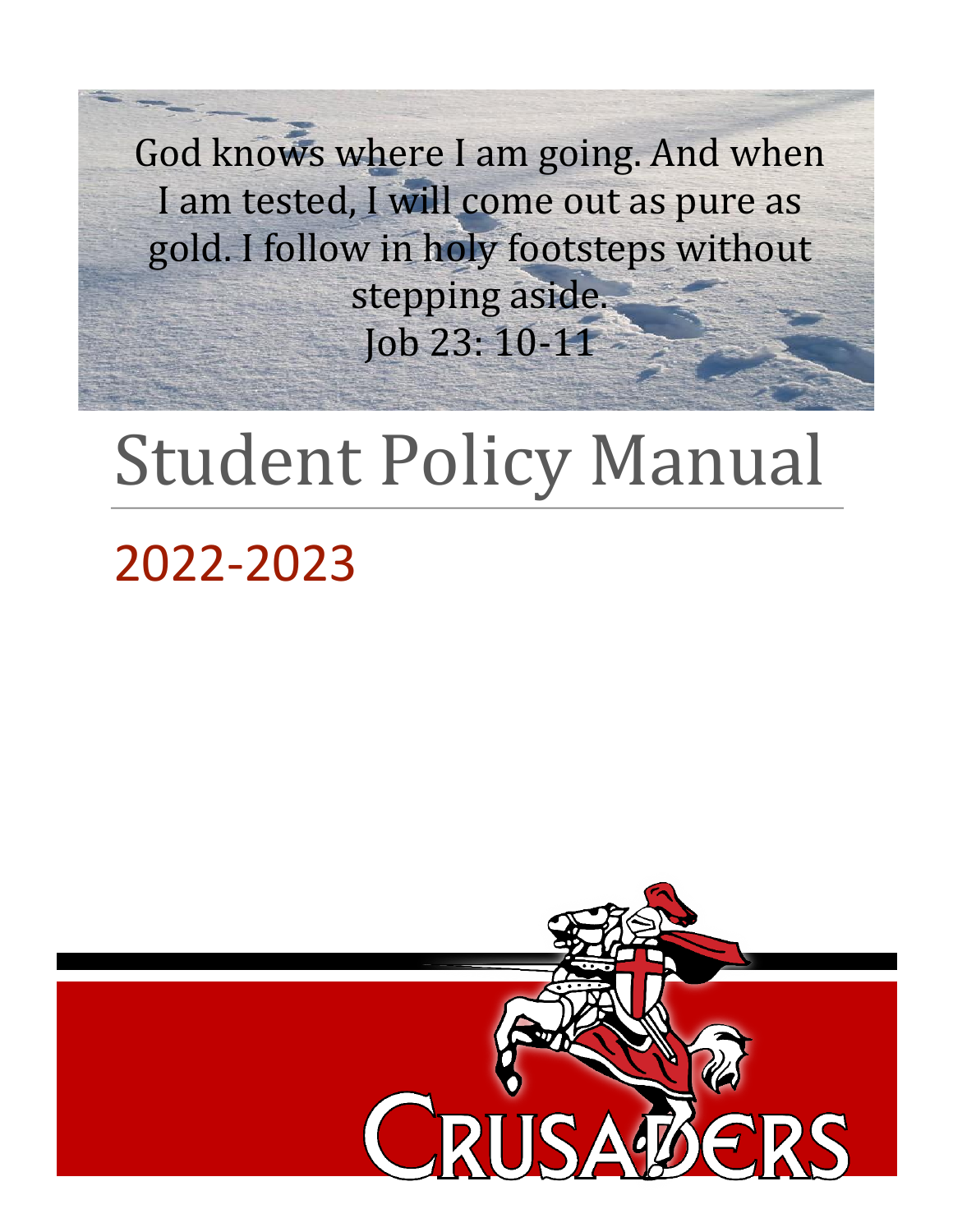God knows where I am going. And when I am tested, I will come out as pure as gold. I follow in holy footsteps without stepping aside.
Job 23: 10-11

# Student Policy Manual

## 2022-2023

CRUSADERS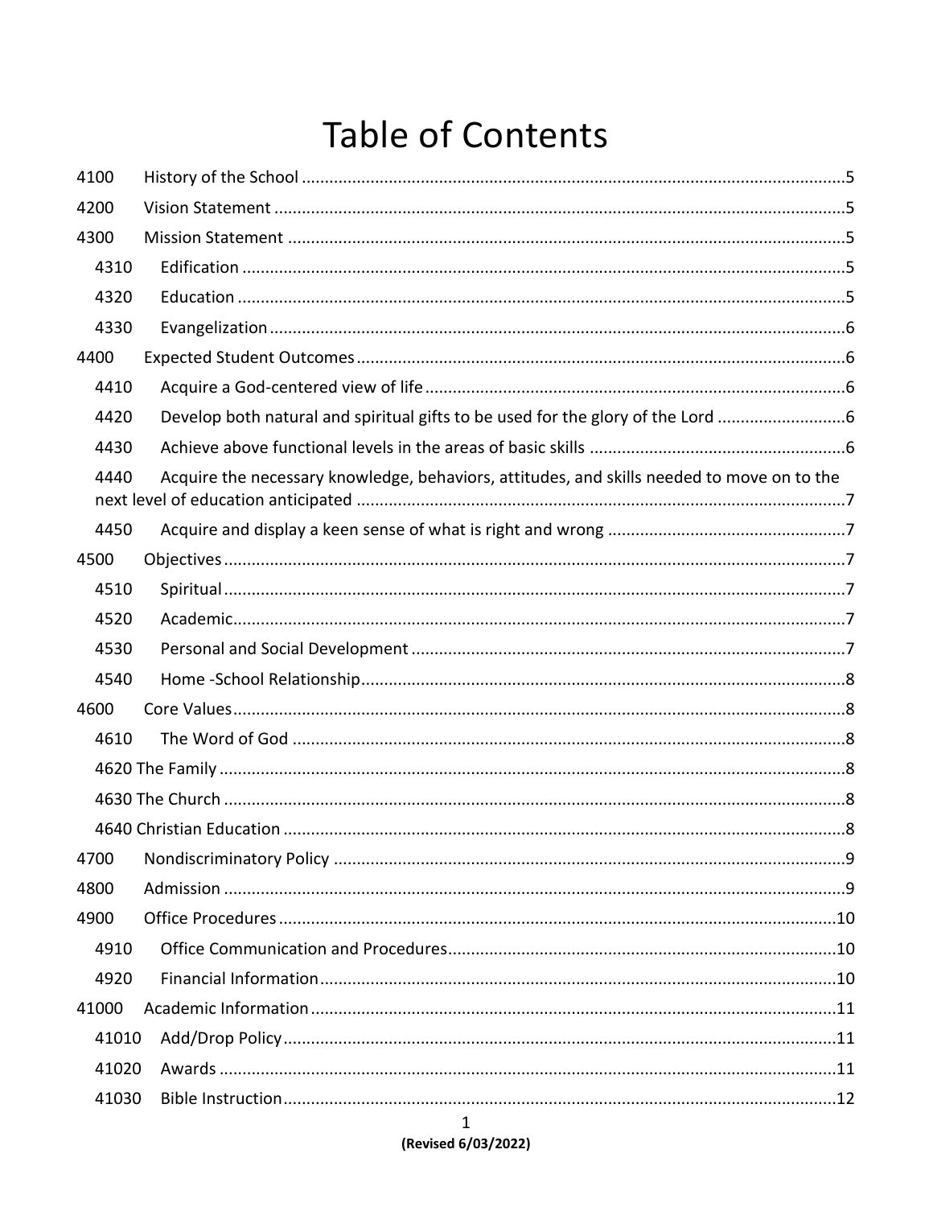# Table of Contents

4100 History of the School ..... 5
4200 Vision Statement ..... 5
4300 Mission Statement ..... 5
- 4310 Edification ..... 5
- 4320 Education ..... 5
- 4330 Evangelization ..... 6

4400 Expected Student Outcomes ..... 6
- 4410 Acquire a God-centered view of life ..... 6
- 4420 Develop both natural and spiritual gifts to be used for the glory of the Lord ..... 6
- 4430 Achieve above functional levels in the areas of basic skills ..... 6
- 4440 Acquire the necessary knowledge, behaviors, attitudes, and skills needed to move on to the next level of education anticipated ..... 7
- 4450 Acquire and display a keen sense of what is right and wrong ..... 7

4500 Objectives ..... 7
- 4510 Spiritual ..... 7
- 4520 Academic ..... 7
- 4530 Personal and Social Development ..... 7
- 4540 Home -School Relationship ..... 8

4600 Core Values ..... 8
- 4610 The Word of God ..... 8
- 4620 The Family ..... 8
- 4630 The Church ..... 8
- 4640 Christian Education ..... 8

4700 Nondiscriminatory Policy ..... 9
4800 Admission ..... 9
4900 Office Procedures ..... 10
- 4910 Office Communication and Procedures ..... 10
- 4920 Financial Information ..... 10

41000 Academic Information ..... 11
- 41010 Add/Drop Policy ..... 11
- 41020 Awards ..... 11
- 41030 Bible Instruction ..... 12

(Revised 6/03/2022)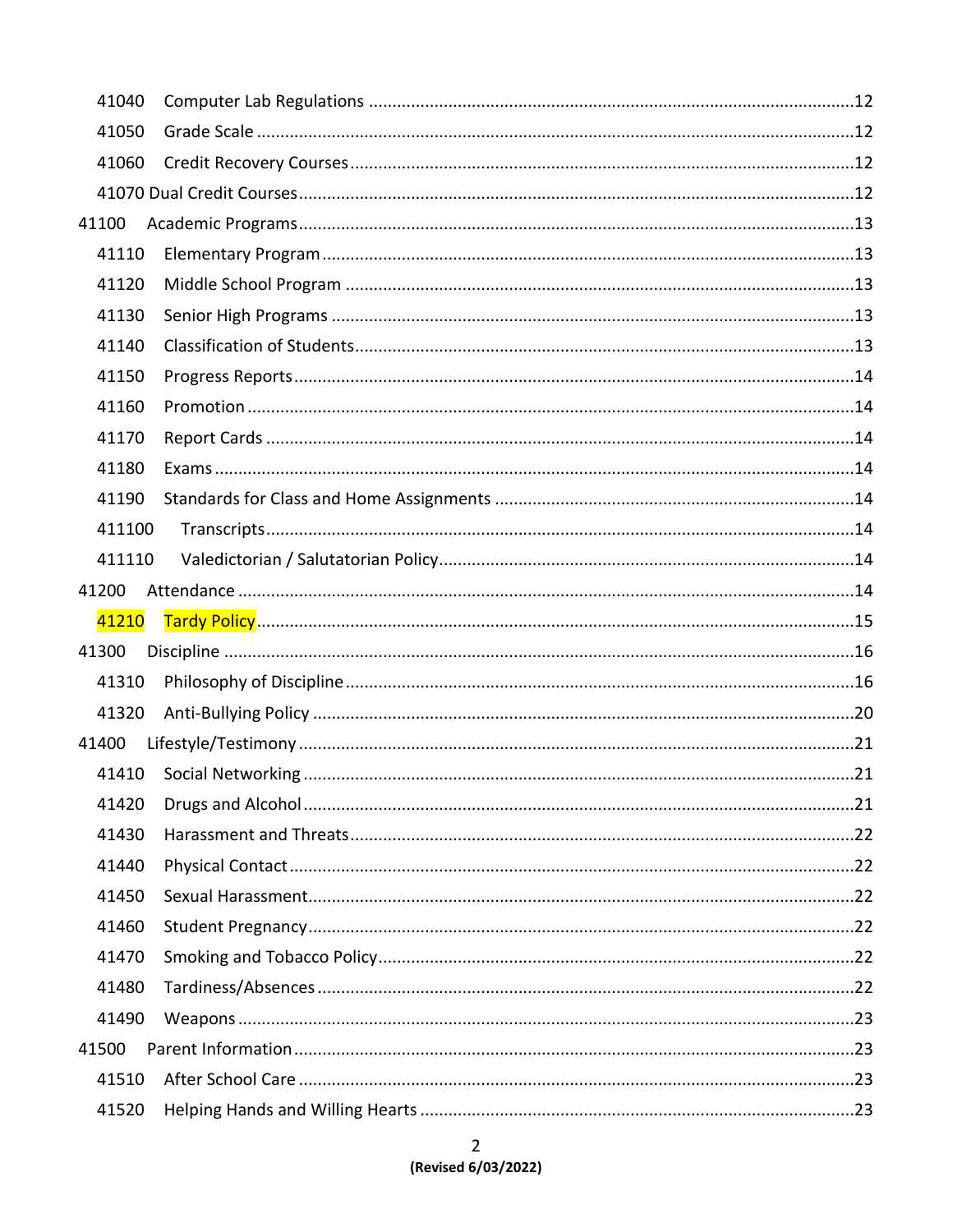41040 Computer Lab Regulations ....12
41050 Grade Scale ....12
41060 Credit Recovery Courses ....12
41070 Dual Credit Courses ....12
41100 Academic Programs ....13
41110 Elementary Program ....13
41120 Middle School Program ....13
41130 Senior High Programs ....13
41140 Classification of Students ....13
41150 Progress Reports ....14
41160 Promotion ....14
41170 Report Cards ....14
41180 Exams ....14
41190 Standards for Class and Home Assignments ....14
411100 Transcripts ....14
411110 Valedictorian / Salutatorian Policy ....14
41200 Attendance ....14
41210 Tardy Policy ....15
41300 Discipline ....16
41310 Philosophy of Discipline ....16
41320 Anti-Bullying Policy ....20
41400 Lifestyle/Testimony ....21
41410 Social Networking ....21
41420 Drugs and Alcohol ....21
41430 Harassment and Threats ....22
41440 Physical Contact ....22
41450 Sexual Harassment ....22
41460 Student Pregnancy ....22
41470 Smoking and Tobacco Policy ....22
41480 Tardiness/Absences ....22
41490 Weapons ....23
41500 Parent Information ....23
41510 After School Care ....23
41520 Helping Hands and Willing Hearts ....23

(Revised 6/03/2022)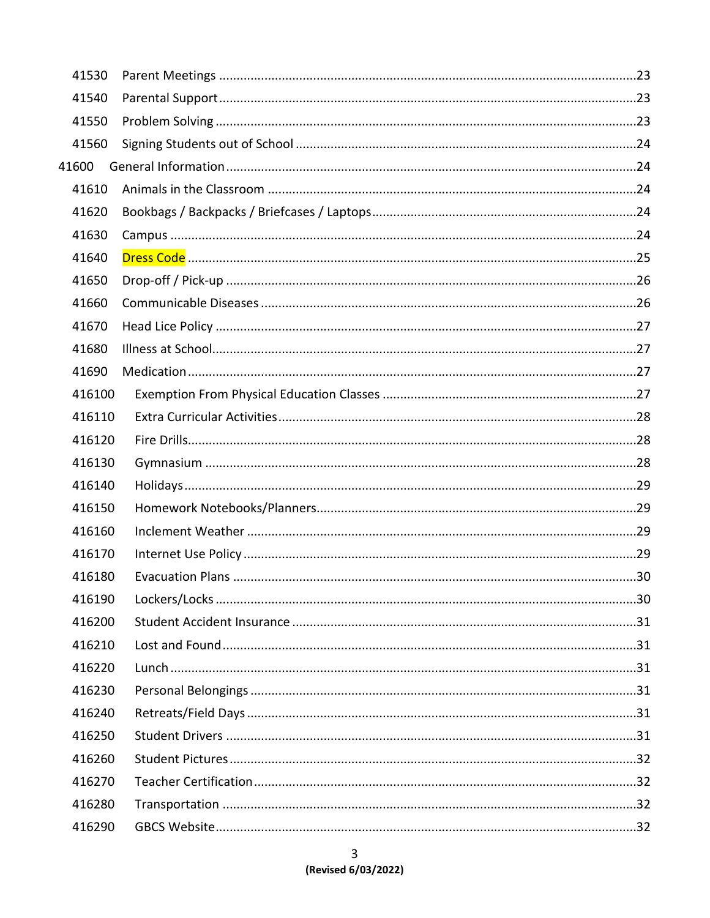| | | |
|---|---|---|
| 41530 | Parent Meetings | 23 |
| 41540 | Parental Support | 23 |
| 41550 | Problem Solving | 23 |
| 41560 | Signing Students out of School | 24 |
| 41600 | General Information | 24 |
| 41610 | Animals in the Classroom | 24 |
| 41620 | Bookbags / Backpacks / Briefcases / Laptops | 24 |
| 41630 | Campus | 24 |
| 41640 | Dress Code | 25 |
| 41650 | Drop-off / Pick-up | 26 |
| 41660 | Communicable Diseases | 26 |
| 41670 | Head Lice Policy | 27 |
| 41680 | Illness at School | 27 |
| 41690 | Medication | 27 |
| 416100 | Exemption From Physical Education Classes | 27 |
| 416110 | Extra Curricular Activities | 28 |
| 416120 | Fire Drills | 28 |
| 416130 | Gymnasium | 28 |
| 416140 | Holidays | 29 |
| 416150 | Homework Notebooks/Planners | 29 |
| 416160 | Inclement Weather | 29 |
| 416170 | Internet Use Policy | 29 |
| 416180 | Evacuation Plans | 30 |
| 416190 | Lockers/Locks | 30 |
| 416200 | Student Accident Insurance | 31 |
| 416210 | Lost and Found | 31 |
| 416220 | Lunch | 31 |
| 416230 | Personal Belongings | 31 |
| 416240 | Retreats/Field Days | 31 |
| 416250 | Student Drivers | 31 |
| 416260 | Student Pictures | 32 |
| 416270 | Teacher Certification | 32 |
| 416280 | Transportation | 32 |
| 416290 | GBCS Website | 32 |

**(Revised 6/03/2022)**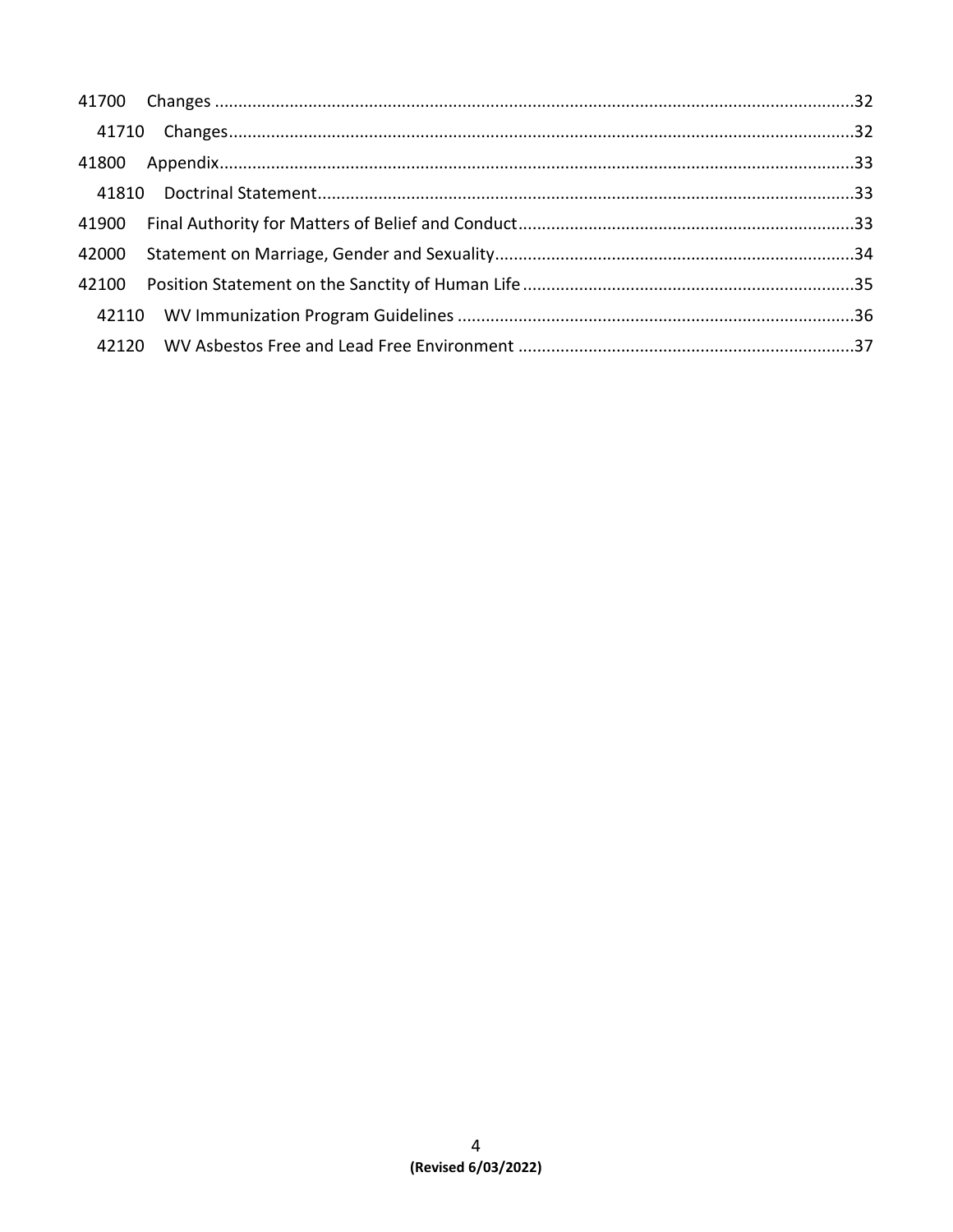41700 Changes ....................................................................................................................................32

41710 Changes ...................................................................................................................................32

41800 Appendix ...................................................................................................................................33

41810 Doctrinal Statement ..................................................................................................................33

41900 Final Authority for Matters of Belief and Conduct .......................................................................33

42000 Statement on Marriage, Gender and Sexuality ............................................................................34

42100 Position Statement on the Sanctity of Human Life ......................................................................35

42110 WV Immunization Program Guidelines ....................................................................................36

42120 WV Asbestos Free and Lead Free Environment .......................................................................37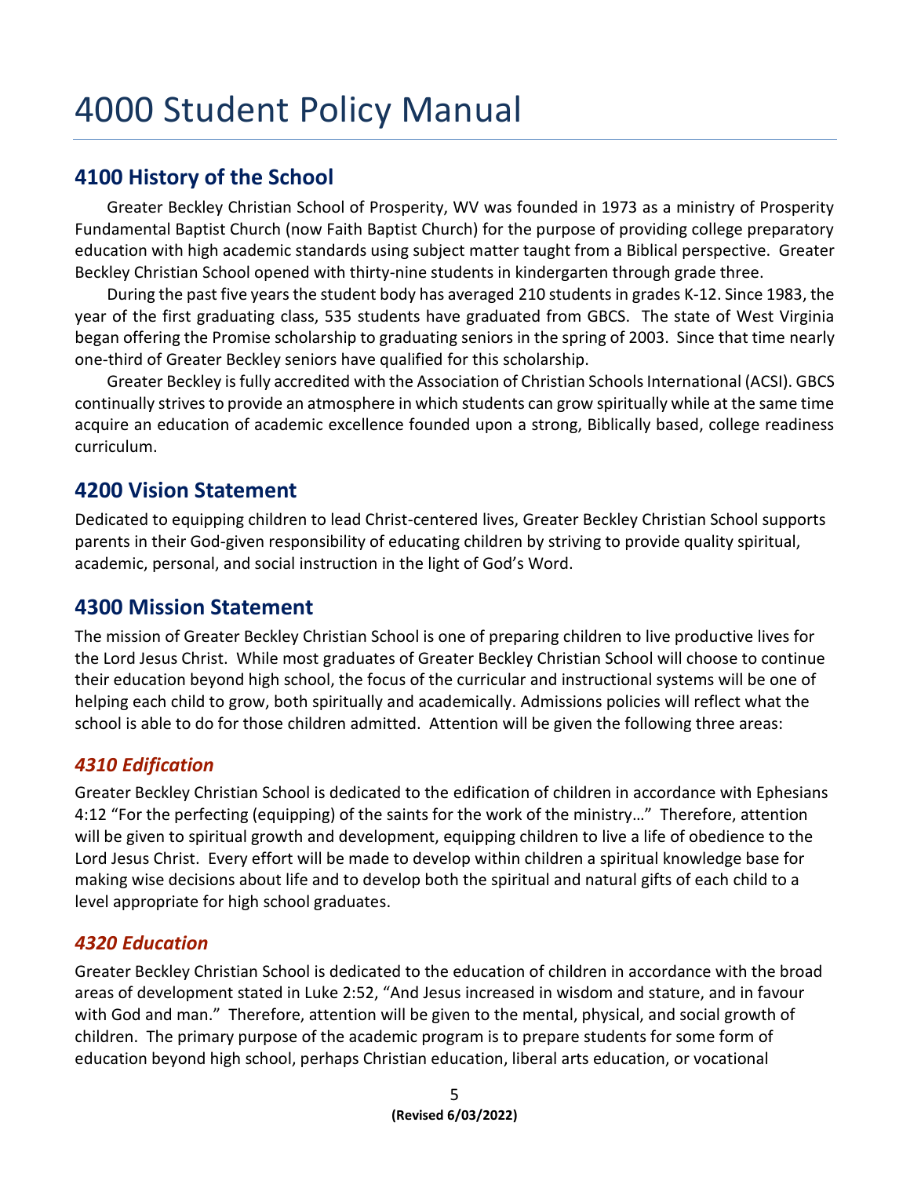# 4000 Student Policy Manual

## 4100 History of the School

Greater Beckley Christian School of Prosperity, WV was founded in 1973 as a ministry of Prosperity Fundamental Baptist Church (now Faith Baptist Church) for the purpose of providing college preparatory education with high academic standards using subject matter taught from a Biblical perspective. Greater Beckley Christian School opened with thirty-nine students in kindergarten through grade three.

During the past five years the student body has averaged 210 students in grades K-12. Since 1983, the year of the first graduating class, 535 students have graduated from GBCS. The state of West Virginia began offering the Promise scholarship to graduating seniors in the spring of 2003. Since that time nearly one-third of Greater Beckley seniors have qualified for this scholarship.

Greater Beckley is fully accredited with the Association of Christian Schools International (ACSI). GBCS continually strives to provide an atmosphere in which students can grow spiritually while at the same time acquire an education of academic excellence founded upon a strong, Biblically based, college readiness curriculum.

## 4200 Vision Statement

Dedicated to equipping children to lead Christ-centered lives, Greater Beckley Christian School supports parents in their God-given responsibility of educating children by striving to provide quality spiritual, academic, personal, and social instruction in the light of God's Word.

## 4300 Mission Statement

The mission of Greater Beckley Christian School is one of preparing children to live productive lives for the Lord Jesus Christ. While most graduates of Greater Beckley Christian School will choose to continue their education beyond high school, the focus of the curricular and instructional systems will be one of helping each child to grow, both spiritually and academically. Admissions policies will reflect what the school is able to do for those children admitted. Attention will be given the following three areas:

### *4310 Edification*

Greater Beckley Christian School is dedicated to the edification of children in accordance with Ephesians 4:12 "For the perfecting (equipping) of the saints for the work of the ministry…" Therefore, attention will be given to spiritual growth and development, equipping children to live a life of obedience to the Lord Jesus Christ. Every effort will be made to develop within children a spiritual knowledge base for making wise decisions about life and to develop both the spiritual and natural gifts of each child to a level appropriate for high school graduates.

### *4320 Education*

Greater Beckley Christian School is dedicated to the education of children in accordance with the broad areas of development stated in Luke 2:52, "And Jesus increased in wisdom and stature, and in favour with God and man." Therefore, attention will be given to the mental, physical, and social growth of children. The primary purpose of the academic program is to prepare students for some form of education beyond high school, perhaps Christian education, liberal arts education, or vocational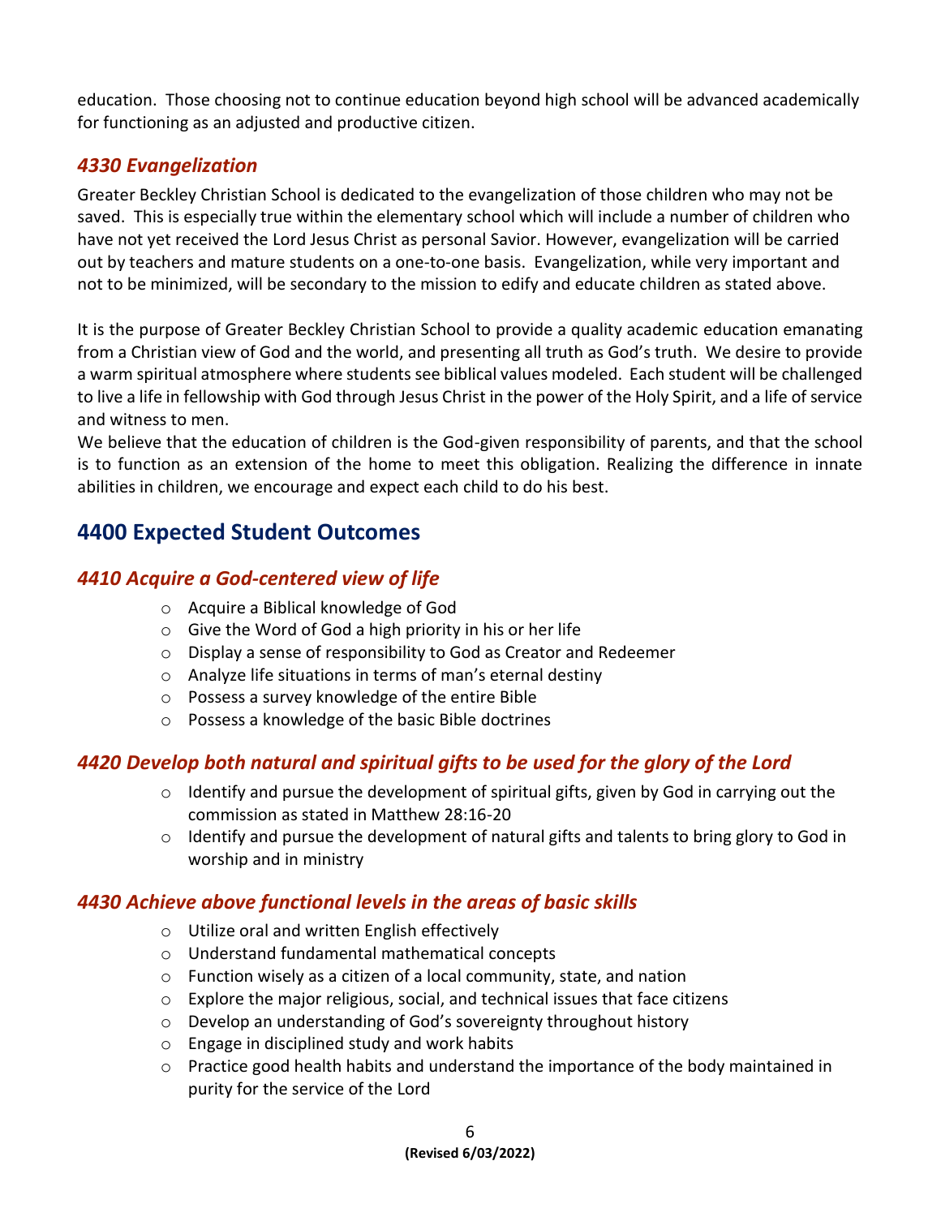education. Those choosing not to continue education beyond high school will be advanced academically for functioning as an adjusted and productive citizen.

### *4330 Evangelization*

Greater Beckley Christian School is dedicated to the evangelization of those children who may not be saved. This is especially true within the elementary school which will include a number of children who have not yet received the Lord Jesus Christ as personal Savior. However, evangelization will be carried out by teachers and mature students on a one-to-one basis. Evangelization, while very important and not to be minimized, will be secondary to the mission to edify and educate children as stated above.

It is the purpose of Greater Beckley Christian School to provide a quality academic education emanating from a Christian view of God and the world, and presenting all truth as God's truth. We desire to provide a warm spiritual atmosphere where students see biblical values modeled. Each student will be challenged to live a life in fellowship with God through Jesus Christ in the power of the Holy Spirit, and a life of service and witness to men.

We believe that the education of children is the God-given responsibility of parents, and that the school is to function as an extension of the home to meet this obligation. Realizing the difference in innate abilities in children, we encourage and expect each child to do his best.

## 4400 Expected Student Outcomes

### *4410 Acquire a God-centered view of life*

- Acquire a Biblical knowledge of God
- Give the Word of God a high priority in his or her life
- Display a sense of responsibility to God as Creator and Redeemer
- Analyze life situations in terms of man's eternal destiny
- Possess a survey knowledge of the entire Bible
- Possess a knowledge of the basic Bible doctrines

### *4420 Develop both natural and spiritual gifts to be used for the glory of the Lord*

- Identify and pursue the development of spiritual gifts, given by God in carrying out the commission as stated in Matthew 28:16-20
- Identify and pursue the development of natural gifts and talents to bring glory to God in worship and in ministry

### *4430 Achieve above functional levels in the areas of basic skills*

- Utilize oral and written English effectively
- Understand fundamental mathematical concepts
- Function wisely as a citizen of a local community, state, and nation
- Explore the major religious, social, and technical issues that face citizens
- Develop an understanding of God's sovereignty throughout history
- Engage in disciplined study and work habits
- Practice good health habits and understand the importance of the body maintained in purity for the service of the Lord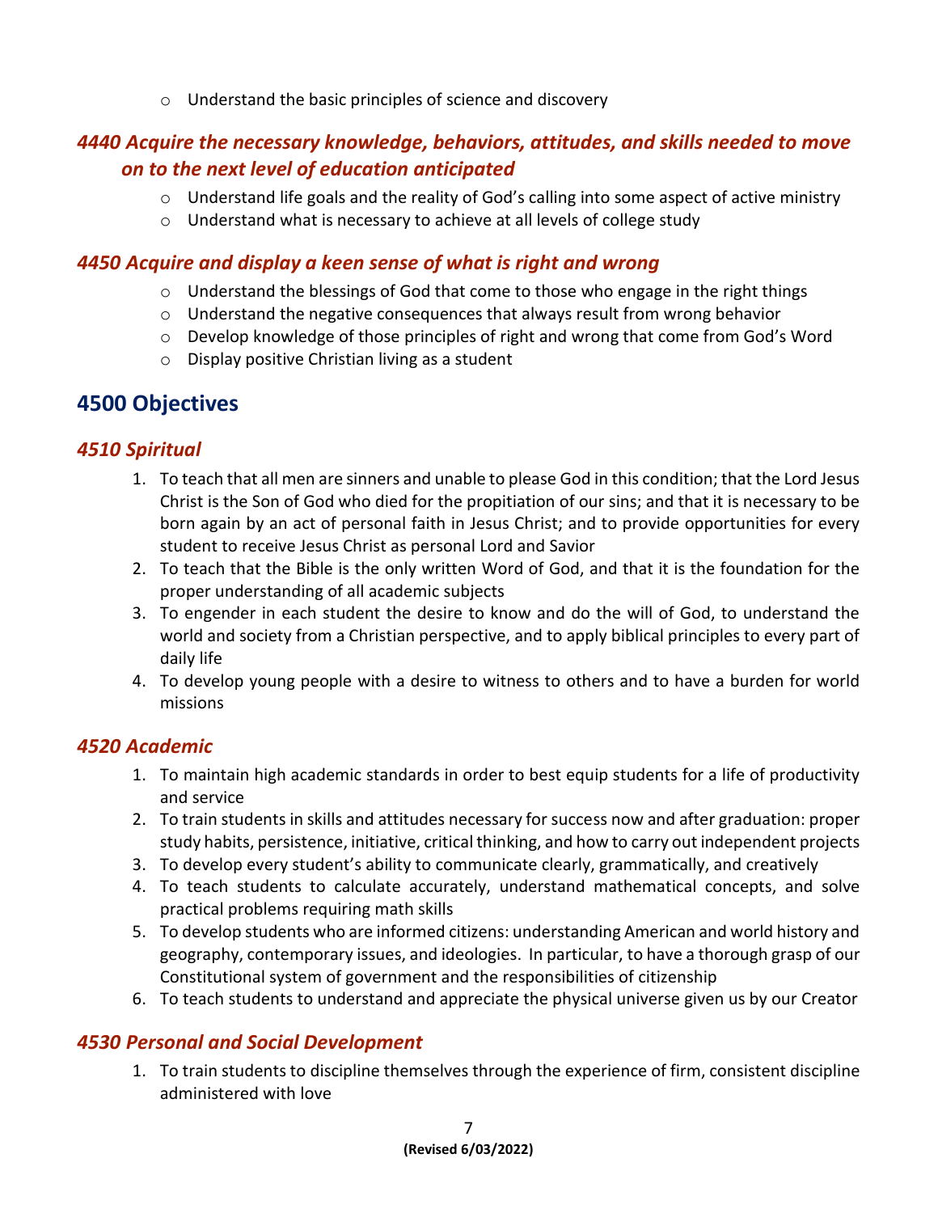- Understand the basic principles of science and discovery

### *4440 Acquire the necessary knowledge, behaviors, attitudes, and skills needed to move on to the next level of education anticipated*

- Understand life goals and the reality of God's calling into some aspect of active ministry
- Understand what is necessary to achieve at all levels of college study

### *4450 Acquire and display a keen sense of what is right and wrong*

- Understand the blessings of God that come to those who engage in the right things
- Understand the negative consequences that always result from wrong behavior
- Develop knowledge of those principles of right and wrong that come from God's Word
- Display positive Christian living as a student

## 4500 Objectives

### *4510 Spiritual*

1. To teach that all men are sinners and unable to please God in this condition; that the Lord Jesus Christ is the Son of God who died for the propitiation of our sins; and that it is necessary to be born again by an act of personal faith in Jesus Christ; and to provide opportunities for every student to receive Jesus Christ as personal Lord and Savior
2. To teach that the Bible is the only written Word of God, and that it is the foundation for the proper understanding of all academic subjects
3. To engender in each student the desire to know and do the will of God, to understand the world and society from a Christian perspective, and to apply biblical principles to every part of daily life
4. To develop young people with a desire to witness to others and to have a burden for world missions

### *4520 Academic*

1. To maintain high academic standards in order to best equip students for a life of productivity and service
2. To train students in skills and attitudes necessary for success now and after graduation: proper study habits, persistence, initiative, critical thinking, and how to carry out independent projects
3. To develop every student's ability to communicate clearly, grammatically, and creatively
4. To teach students to calculate accurately, understand mathematical concepts, and solve practical problems requiring math skills
5. To develop students who are informed citizens: understanding American and world history and geography, contemporary issues, and ideologies. In particular, to have a thorough grasp of our Constitutional system of government and the responsibilities of citizenship
6. To teach students to understand and appreciate the physical universe given us by our Creator

### *4530 Personal and Social Development*

1. To train students to discipline themselves through the experience of firm, consistent discipline administered with love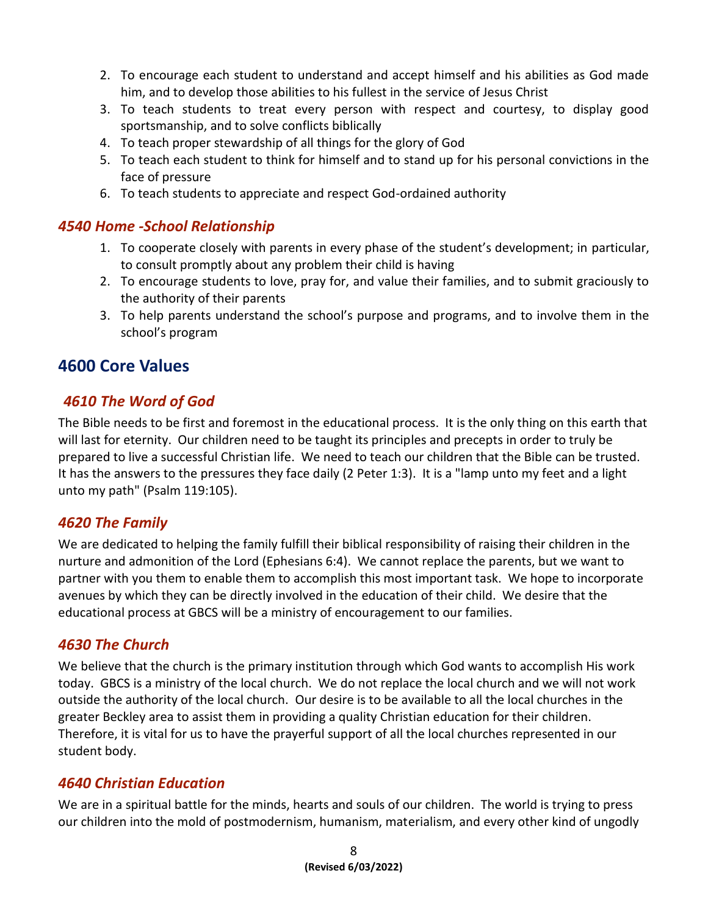2. To encourage each student to understand and accept himself and his abilities as God made him, and to develop those abilities to his fullest in the service of Jesus Christ
3. To teach students to treat every person with respect and courtesy, to display good sportsmanship, and to solve conflicts biblically
4. To teach proper stewardship of all things for the glory of God
5. To teach each student to think for himself and to stand up for his personal convictions in the face of pressure
6. To teach students to appreciate and respect God-ordained authority

### *4540 Home -School Relationship*

1. To cooperate closely with parents in every phase of the student's development; in particular, to consult promptly about any problem their child is having
2. To encourage students to love, pray for, and value their families, and to submit graciously to the authority of their parents
3. To help parents understand the school's purpose and programs, and to involve them in the school's program

## 4600 Core Values

### *4610 The Word of God*

The Bible needs to be first and foremost in the educational process. It is the only thing on this earth that will last for eternity. Our children need to be taught its principles and precepts in order to truly be prepared to live a successful Christian life. We need to teach our children that the Bible can be trusted. It has the answers to the pressures they face daily (2 Peter 1:3). It is a "lamp unto my feet and a light unto my path" (Psalm 119:105).

### *4620 The Family*

We are dedicated to helping the family fulfill their biblical responsibility of raising their children in the nurture and admonition of the Lord (Ephesians 6:4). We cannot replace the parents, but we want to partner with you them to enable them to accomplish this most important task. We hope to incorporate avenues by which they can be directly involved in the education of their child. We desire that the educational process at GBCS will be a ministry of encouragement to our families.

### *4630 The Church*

We believe that the church is the primary institution through which God wants to accomplish His work today. GBCS is a ministry of the local church. We do not replace the local church and we will not work outside the authority of the local church. Our desire is to be available to all the local churches in the greater Beckley area to assist them in providing a quality Christian education for their children. Therefore, it is vital for us to have the prayerful support of all the local churches represented in our student body.

### *4640 Christian Education*

We are in a spiritual battle for the minds, hearts and souls of our children. The world is trying to press our children into the mold of postmodernism, humanism, materialism, and every other kind of ungodly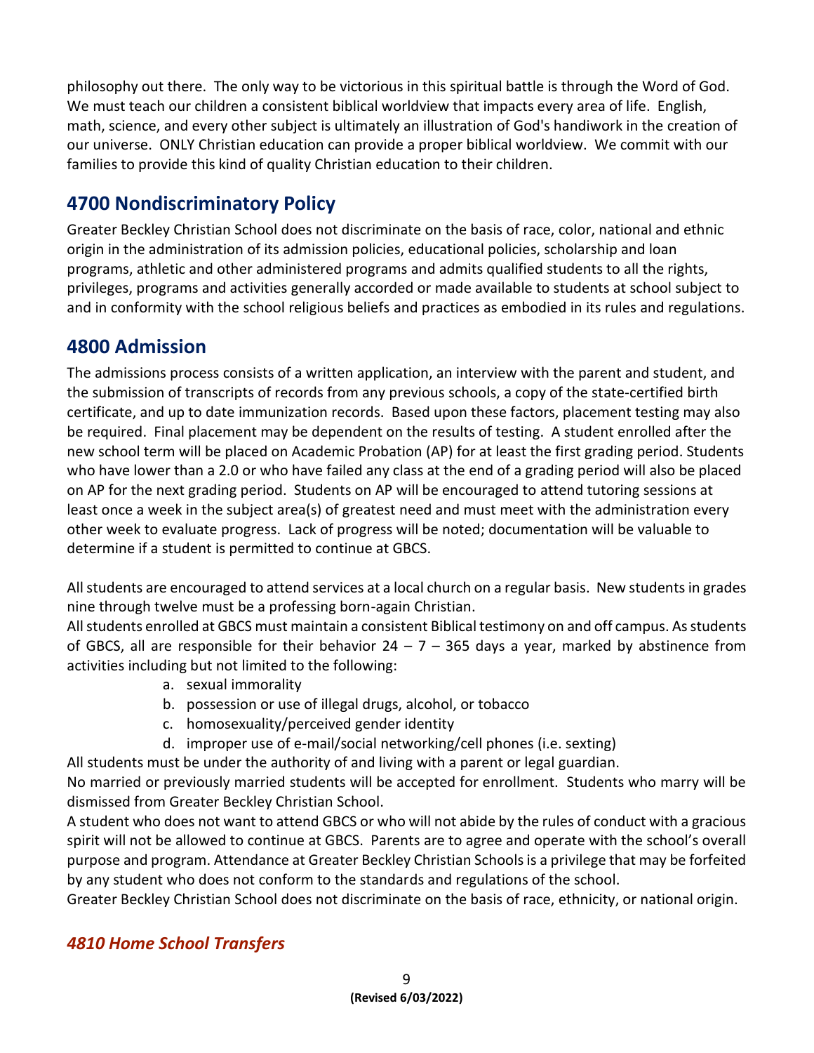philosophy out there. The only way to be victorious in this spiritual battle is through the Word of God. We must teach our children a consistent biblical worldview that impacts every area of life. English, math, science, and every other subject is ultimately an illustration of God's handiwork in the creation of our universe. ONLY Christian education can provide a proper biblical worldview. We commit with our families to provide this kind of quality Christian education to their children.

## 4700 Nondiscriminatory Policy

Greater Beckley Christian School does not discriminate on the basis of race, color, national and ethnic origin in the administration of its admission policies, educational policies, scholarship and loan programs, athletic and other administered programs and admits qualified students to all the rights, privileges, programs and activities generally accorded or made available to students at school subject to and in conformity with the school religious beliefs and practices as embodied in its rules and regulations.

## 4800 Admission

The admissions process consists of a written application, an interview with the parent and student, and the submission of transcripts of records from any previous schools, a copy of the state-certified birth certificate, and up to date immunization records. Based upon these factors, placement testing may also be required. Final placement may be dependent on the results of testing. A student enrolled after the new school term will be placed on Academic Probation (AP) for at least the first grading period. Students who have lower than a 2.0 or who have failed any class at the end of a grading period will also be placed on AP for the next grading period. Students on AP will be encouraged to attend tutoring sessions at least once a week in the subject area(s) of greatest need and must meet with the administration every other week to evaluate progress. Lack of progress will be noted; documentation will be valuable to determine if a student is permitted to continue at GBCS.

All students are encouraged to attend services at a local church on a regular basis. New students in grades nine through twelve must be a professing born-again Christian.

All students enrolled at GBCS must maintain a consistent Biblical testimony on and off campus. As students of GBCS, all are responsible for their behavior 24 – 7 – 365 days a year, marked by abstinence from activities including but not limited to the following:

a. sexual immorality
b. possession or use of illegal drugs, alcohol, or tobacco
c. homosexuality/perceived gender identity
d. improper use of e-mail/social networking/cell phones (i.e. sexting)

All students must be under the authority of and living with a parent or legal guardian.

No married or previously married students will be accepted for enrollment. Students who marry will be dismissed from Greater Beckley Christian School.

A student who does not want to attend GBCS or who will not abide by the rules of conduct with a gracious spirit will not be allowed to continue at GBCS. Parents are to agree and operate with the school's overall purpose and program. Attendance at Greater Beckley Christian Schools is a privilege that may be forfeited by any student who does not conform to the standards and regulations of the school.

Greater Beckley Christian School does not discriminate on the basis of race, ethnicity, or national origin.

### *4810 Home School Transfers*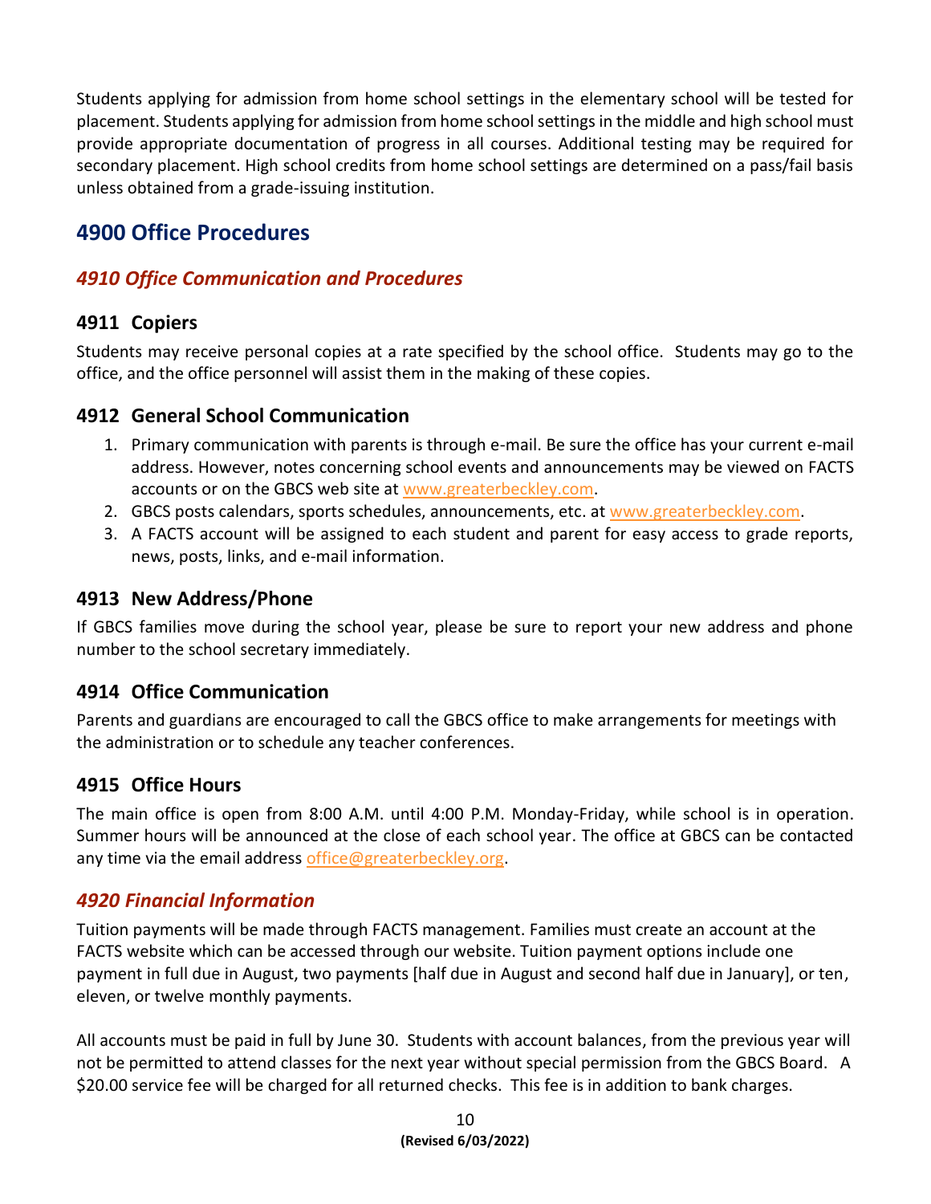Students applying for admission from home school settings in the elementary school will be tested for placement. Students applying for admission from home school settings in the middle and high school must provide appropriate documentation of progress in all courses. Additional testing may be required for secondary placement. High school credits from home school settings are determined on a pass/fail basis unless obtained from a grade-issuing institution.

# 4900 Office Procedures

## *4910 Office Communication and Procedures*

### 4911 Copiers

Students may receive personal copies at a rate specified by the school office. Students may go to the office, and the office personnel will assist them in the making of these copies.

### 4912 General School Communication

1. Primary communication with parents is through e-mail. Be sure the office has your current e-mail address. However, notes concerning school events and announcements may be viewed on FACTS accounts or on the GBCS web site at www.greaterbeckley.com.
2. GBCS posts calendars, sports schedules, announcements, etc. at www.greaterbeckley.com.
3. A FACTS account will be assigned to each student and parent for easy access to grade reports, news, posts, links, and e-mail information.

### 4913 New Address/Phone

If GBCS families move during the school year, please be sure to report your new address and phone number to the school secretary immediately.

### 4914 Office Communication

Parents and guardians are encouraged to call the GBCS office to make arrangements for meetings with the administration or to schedule any teacher conferences.

### 4915 Office Hours

The main office is open from 8:00 A.M. until 4:00 P.M. Monday-Friday, while school is in operation. Summer hours will be announced at the close of each school year. The office at GBCS can be contacted any time via the email address office@greaterbeckley.org.

## *4920 Financial Information*

Tuition payments will be made through FACTS management. Families must create an account at the FACTS website which can be accessed through our website. Tuition payment options include one payment in full due in August, two payments [half due in August and second half due in January], or ten, eleven, or twelve monthly payments.

All accounts must be paid in full by June 30. Students with account balances, from the previous year will not be permitted to attend classes for the next year without special permission from the GBCS Board. A $20.00 service fee will be charged for all returned checks. This fee is in addition to bank charges.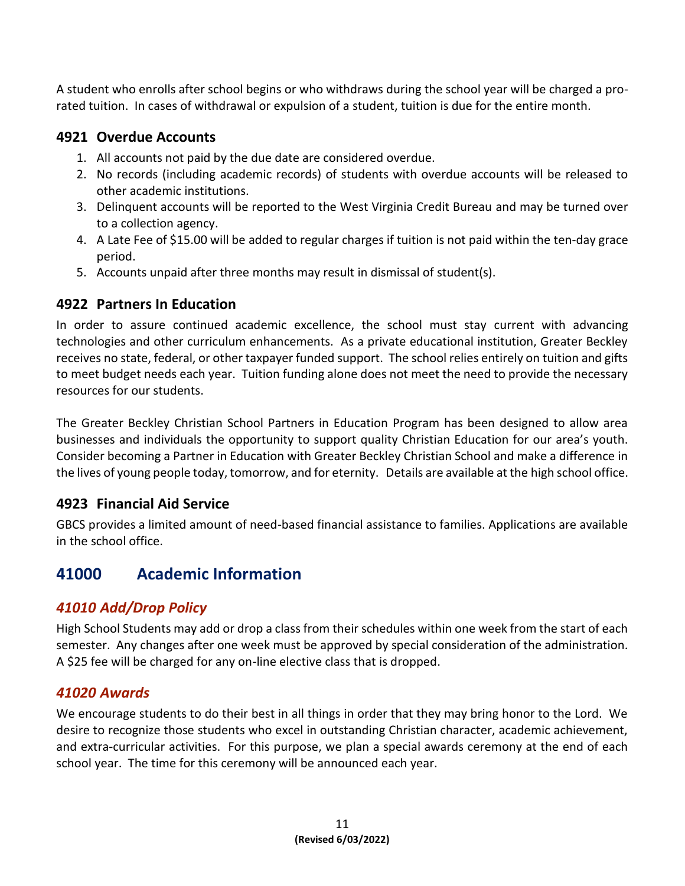A student who enrolls after school begins or who withdraws during the school year will be charged a pro-rated tuition. In cases of withdrawal or expulsion of a student, tuition is due for the entire month.

### 4921 Overdue Accounts

1. All accounts not paid by the due date are considered overdue.
2. No records (including academic records) of students with overdue accounts will be released to other academic institutions.
3. Delinquent accounts will be reported to the West Virginia Credit Bureau and may be turned over to a collection agency.
4. A Late Fee of $15.00 will be added to regular charges if tuition is not paid within the ten-day grace period.
5. Accounts unpaid after three months may result in dismissal of student(s).

### 4922 Partners In Education

In order to assure continued academic excellence, the school must stay current with advancing technologies and other curriculum enhancements. As a private educational institution, Greater Beckley receives no state, federal, or other taxpayer funded support. The school relies entirely on tuition and gifts to meet budget needs each year. Tuition funding alone does not meet the need to provide the necessary resources for our students.

The Greater Beckley Christian School Partners in Education Program has been designed to allow area businesses and individuals the opportunity to support quality Christian Education for our area's youth. Consider becoming a Partner in Education with Greater Beckley Christian School and make a difference in the lives of young people today, tomorrow, and for eternity. Details are available at the high school office.

### 4923 Financial Aid Service

GBCS provides a limited amount of need-based financial assistance to families. Applications are available in the school office.

## 41000 Academic Information

### *41010 Add/Drop Policy*

High School Students may add or drop a class from their schedules within one week from the start of each semester. Any changes after one week must be approved by special consideration of the administration. A $25 fee will be charged for any on-line elective class that is dropped.

### *41020 Awards*

We encourage students to do their best in all things in order that they may bring honor to the Lord. We desire to recognize those students who excel in outstanding Christian character, academic achievement, and extra-curricular activities. For this purpose, we plan a special awards ceremony at the end of each school year. The time for this ceremony will be announced each year.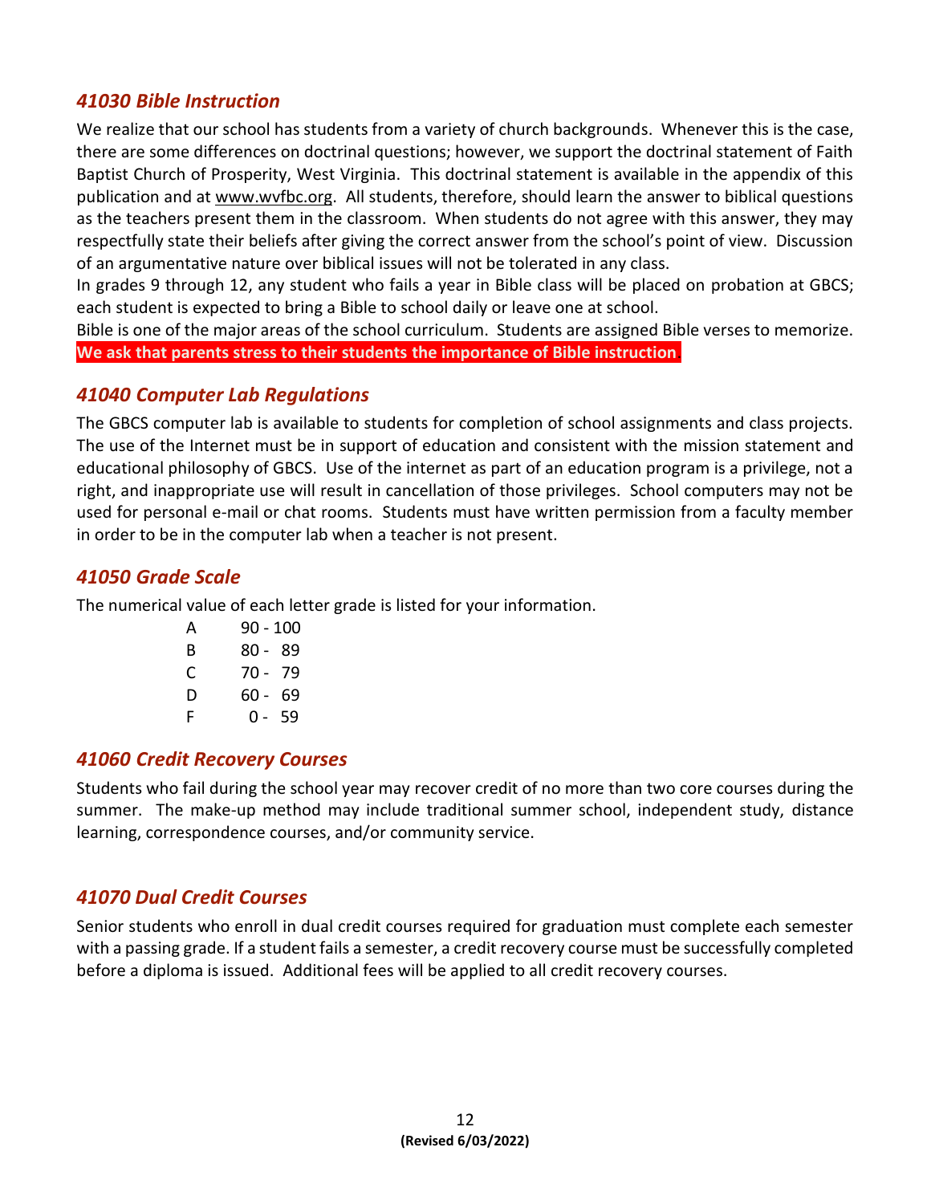### *41030 Bible Instruction*

We realize that our school has students from a variety of church backgrounds. Whenever this is the case, there are some differences on doctrinal questions; however, we support the doctrinal statement of Faith Baptist Church of Prosperity, West Virginia. This doctrinal statement is available in the appendix of this publication and at www.wvfbc.org. All students, therefore, should learn the answer to biblical questions as the teachers present them in the classroom. When students do not agree with this answer, they may respectfully state their beliefs after giving the correct answer from the school's point of view. Discussion of an argumentative nature over biblical issues will not be tolerated in any class.

In grades 9 through 12, any student who fails a year in Bible class will be placed on probation at GBCS; each student is expected to bring a Bible to school daily or leave one at school.

Bible is one of the major areas of the school curriculum. Students are assigned Bible verses to memorize. **We ask that parents stress to their students the importance of Bible instruction**.

### *41040 Computer Lab Regulations*

The GBCS computer lab is available to students for completion of school assignments and class projects. The use of the Internet must be in support of education and consistent with the mission statement and educational philosophy of GBCS. Use of the internet as part of an education program is a privilege, not a right, and inappropriate use will result in cancellation of those privileges. School computers may not be used for personal e-mail or chat rooms. Students must have written permission from a faculty member in order to be in the computer lab when a teacher is not present.

### *41050 Grade Scale*

The numerical value of each letter grade is listed for your information.

| | |
|---|---|
| A | 90 - 100 |
| B | 80 - 89 |
| C | 70 - 79 |
| D | 60 - 69 |
| F | 0 - 59 |

### *41060 Credit Recovery Courses*

Students who fail during the school year may recover credit of no more than two core courses during the summer. The make-up method may include traditional summer school, independent study, distance learning, correspondence courses, and/or community service.

### *41070 Dual Credit Courses*

Senior students who enroll in dual credit courses required for graduation must complete each semester with a passing grade. If a student fails a semester, a credit recovery course must be successfully completed before a diploma is issued. Additional fees will be applied to all credit recovery courses.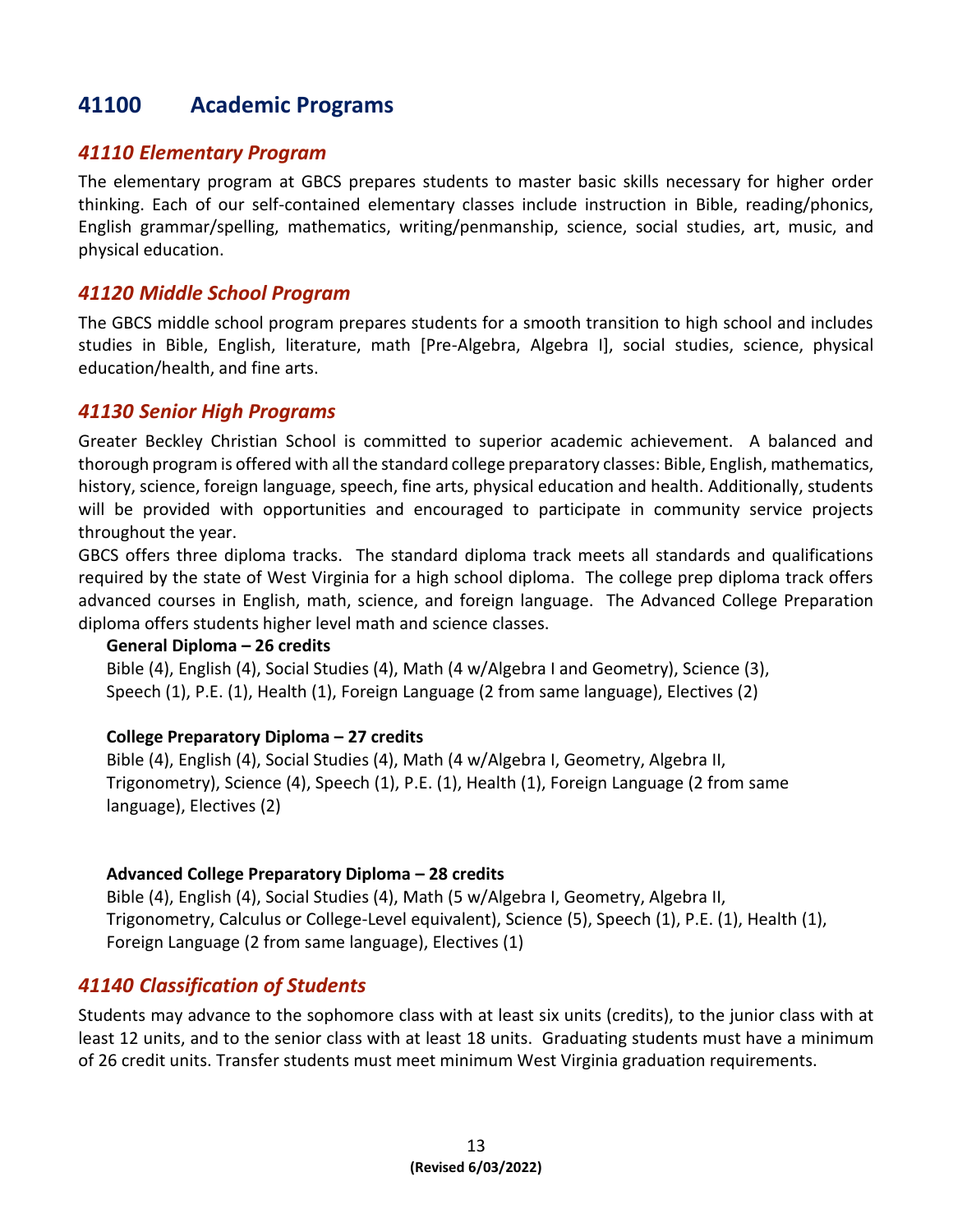## 41100 Academic Programs

### *41110 Elementary Program*

The elementary program at GBCS prepares students to master basic skills necessary for higher order thinking. Each of our self-contained elementary classes include instruction in Bible, reading/phonics, English grammar/spelling, mathematics, writing/penmanship, science, social studies, art, music, and physical education.

### *41120 Middle School Program*

The GBCS middle school program prepares students for a smooth transition to high school and includes studies in Bible, English, literature, math [Pre-Algebra, Algebra I], social studies, science, physical education/health, and fine arts.

### *41130 Senior High Programs*

Greater Beckley Christian School is committed to superior academic achievement. A balanced and thorough program is offered with all the standard college preparatory classes: Bible, English, mathematics, history, science, foreign language, speech, fine arts, physical education and health. Additionally, students will be provided with opportunities and encouraged to participate in community service projects throughout the year.

GBCS offers three diploma tracks. The standard diploma track meets all standards and qualifications required by the state of West Virginia for a high school diploma. The college prep diploma track offers advanced courses in English, math, science, and foreign language. The Advanced College Preparation diploma offers students higher level math and science classes.

**General Diploma – 26 credits**
Bible (4), English (4), Social Studies (4), Math (4 w/Algebra I and Geometry), Science (3), Speech (1), P.E. (1), Health (1), Foreign Language (2 from same language), Electives (2)

**College Preparatory Diploma – 27 credits**
Bible (4), English (4), Social Studies (4), Math (4 w/Algebra I, Geometry, Algebra II, Trigonometry), Science (4), Speech (1), P.E. (1), Health (1), Foreign Language (2 from same language), Electives (2)

**Advanced College Preparatory Diploma – 28 credits**
Bible (4), English (4), Social Studies (4), Math (5 w/Algebra I, Geometry, Algebra II, Trigonometry, Calculus or College-Level equivalent), Science (5), Speech (1), P.E. (1), Health (1), Foreign Language (2 from same language), Electives (1)

### *41140 Classification of Students*

Students may advance to the sophomore class with at least six units (credits), to the junior class with at least 12 units, and to the senior class with at least 18 units. Graduating students must have a minimum of 26 credit units. Transfer students must meet minimum West Virginia graduation requirements.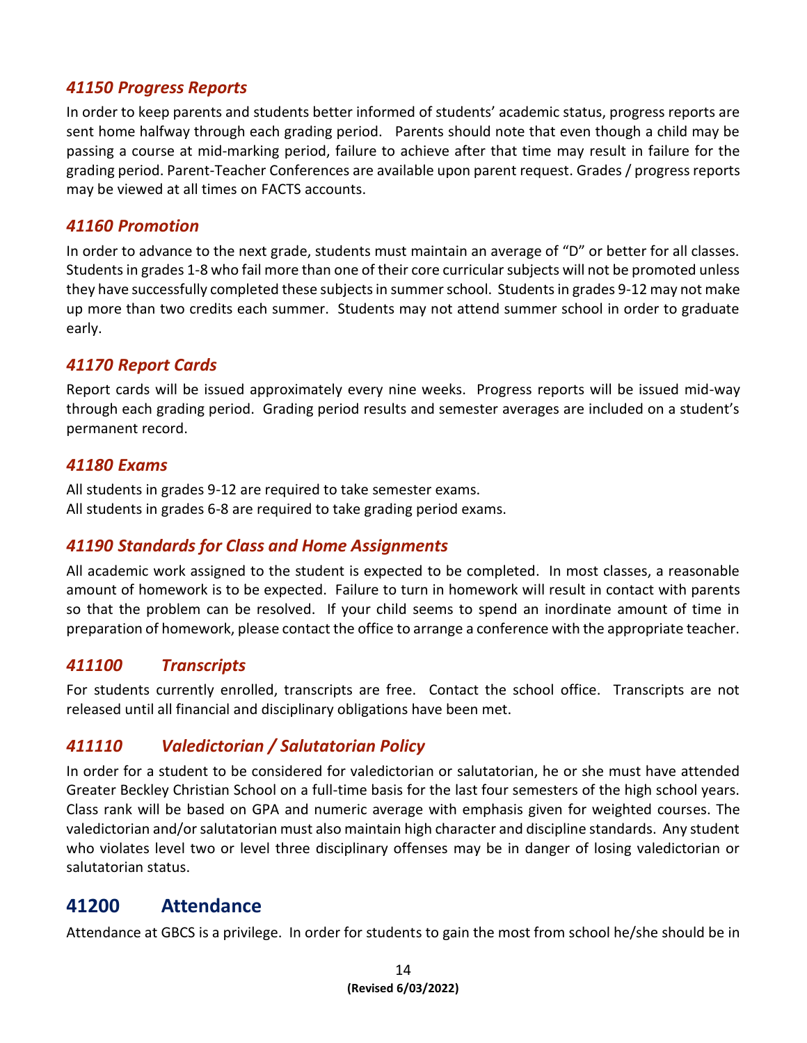### *41150 Progress Reports*

In order to keep parents and students better informed of students' academic status, progress reports are sent home halfway through each grading period. Parents should note that even though a child may be passing a course at mid-marking period, failure to achieve after that time may result in failure for the grading period. Parent-Teacher Conferences are available upon parent request. Grades / progress reports may be viewed at all times on FACTS accounts.

### *41160 Promotion*

In order to advance to the next grade, students must maintain an average of "D" or better for all classes. Students in grades 1-8 who fail more than one of their core curricular subjects will not be promoted unless they have successfully completed these subjects in summer school. Students in grades 9-12 may not make up more than two credits each summer. Students may not attend summer school in order to graduate early.

### *41170 Report Cards*

Report cards will be issued approximately every nine weeks. Progress reports will be issued mid-way through each grading period. Grading period results and semester averages are included on a student's permanent record.

### *41180 Exams*

All students in grades 9-12 are required to take semester exams.
All students in grades 6-8 are required to take grading period exams.

### *41190 Standards for Class and Home Assignments*

All academic work assigned to the student is expected to be completed. In most classes, a reasonable amount of homework is to be expected. Failure to turn in homework will result in contact with parents so that the problem can be resolved. If your child seems to spend an inordinate amount of time in preparation of homework, please contact the office to arrange a conference with the appropriate teacher.

### *411100 Transcripts*

For students currently enrolled, transcripts are free. Contact the school office. Transcripts are not released until all financial and disciplinary obligations have been met.

### *411110 Valedictorian / Salutatorian Policy*

In order for a student to be considered for valedictorian or salutatorian, he or she must have attended Greater Beckley Christian School on a full-time basis for the last four semesters of the high school years. Class rank will be based on GPA and numeric average with emphasis given for weighted courses. The valedictorian and/or salutatorian must also maintain high character and discipline standards. Any student who violates level two or level three disciplinary offenses may be in danger of losing valedictorian or salutatorian status.

## 41200 Attendance

Attendance at GBCS is a privilege. In order for students to gain the most from school he/she should be in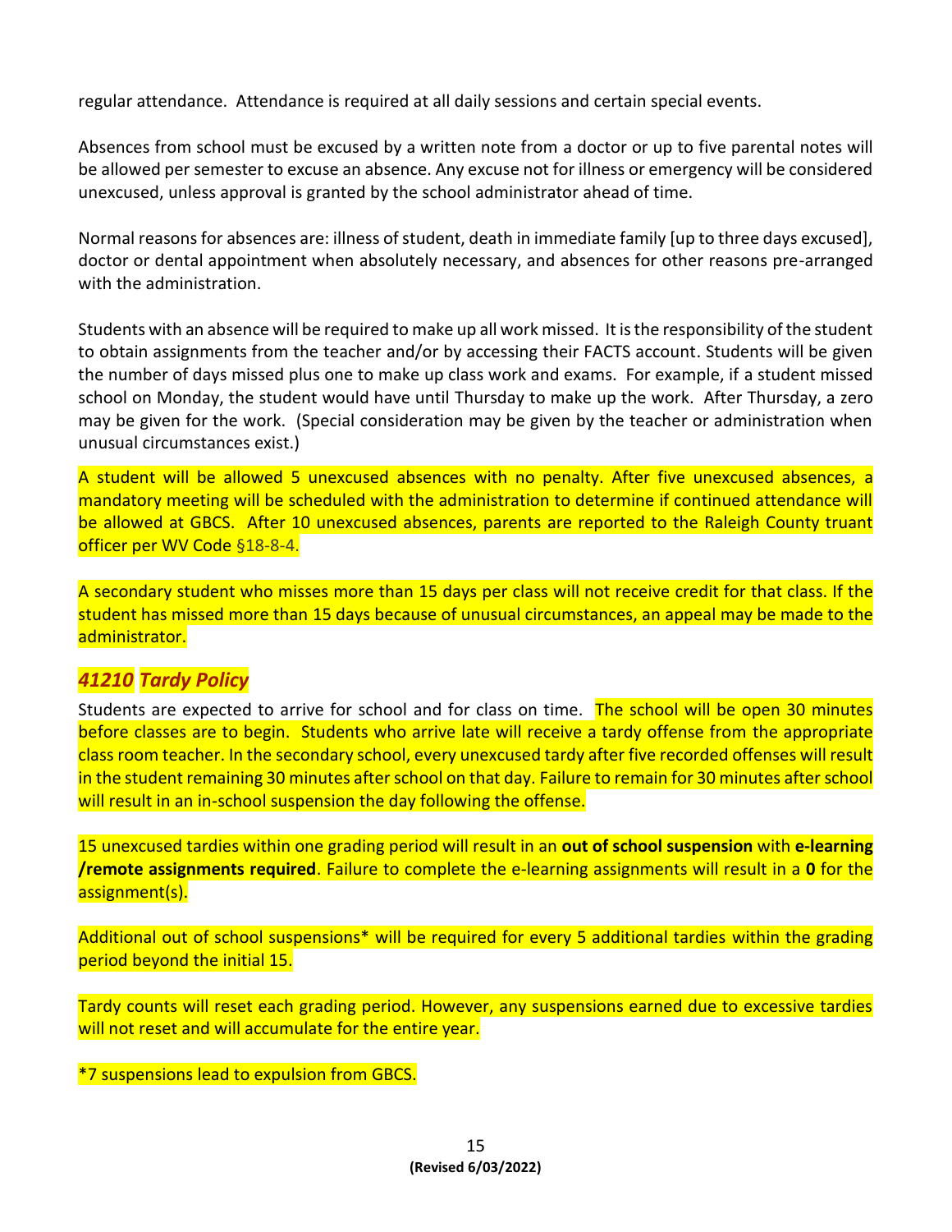regular attendance. Attendance is required at all daily sessions and certain special events.

Absences from school must be excused by a written note from a doctor or up to five parental notes will be allowed per semester to excuse an absence. Any excuse not for illness or emergency will be considered unexcused, unless approval is granted by the school administrator ahead of time.

Normal reasons for absences are: illness of student, death in immediate family [up to three days excused], doctor or dental appointment when absolutely necessary, and absences for other reasons pre-arranged with the administration.

Students with an absence will be required to make up all work missed. It is the responsibility of the student to obtain assignments from the teacher and/or by accessing their FACTS account. Students will be given the number of days missed plus one to make up class work and exams. For example, if a student missed school on Monday, the student would have until Thursday to make up the work. After Thursday, a zero may be given for the work. (Special consideration may be given by the teacher or administration when unusual circumstances exist.)

A student will be allowed 5 unexcused absences with no penalty. After five unexcused absences, a mandatory meeting will be scheduled with the administration to determine if continued attendance will be allowed at GBCS. After 10 unexcused absences, parents are reported to the Raleigh County truant officer per WV Code §18-8-4.

A secondary student who misses more than 15 days per class will not receive credit for that class. If the student has missed more than 15 days because of unusual circumstances, an appeal may be made to the administrator.

## *41210 Tardy Policy*

Students are expected to arrive for school and for class on time. The school will be open 30 minutes before classes are to begin. Students who arrive late will receive a tardy offense from the appropriate class room teacher. In the secondary school, every unexcused tardy after five recorded offenses will result in the student remaining 30 minutes after school on that day. Failure to remain for 30 minutes after school will result in an in-school suspension the day following the offense.

15 unexcused tardies within one grading period will result in an **out of school suspension** with **e-learning /remote assignments required**. Failure to complete the e-learning assignments will result in a **0** for the assignment(s).

Additional out of school suspensions* will be required for every 5 additional tardies within the grading period beyond the initial 15.

Tardy counts will reset each grading period. However, any suspensions earned due to excessive tardies will not reset and will accumulate for the entire year.

*7 suspensions lead to expulsion from GBCS.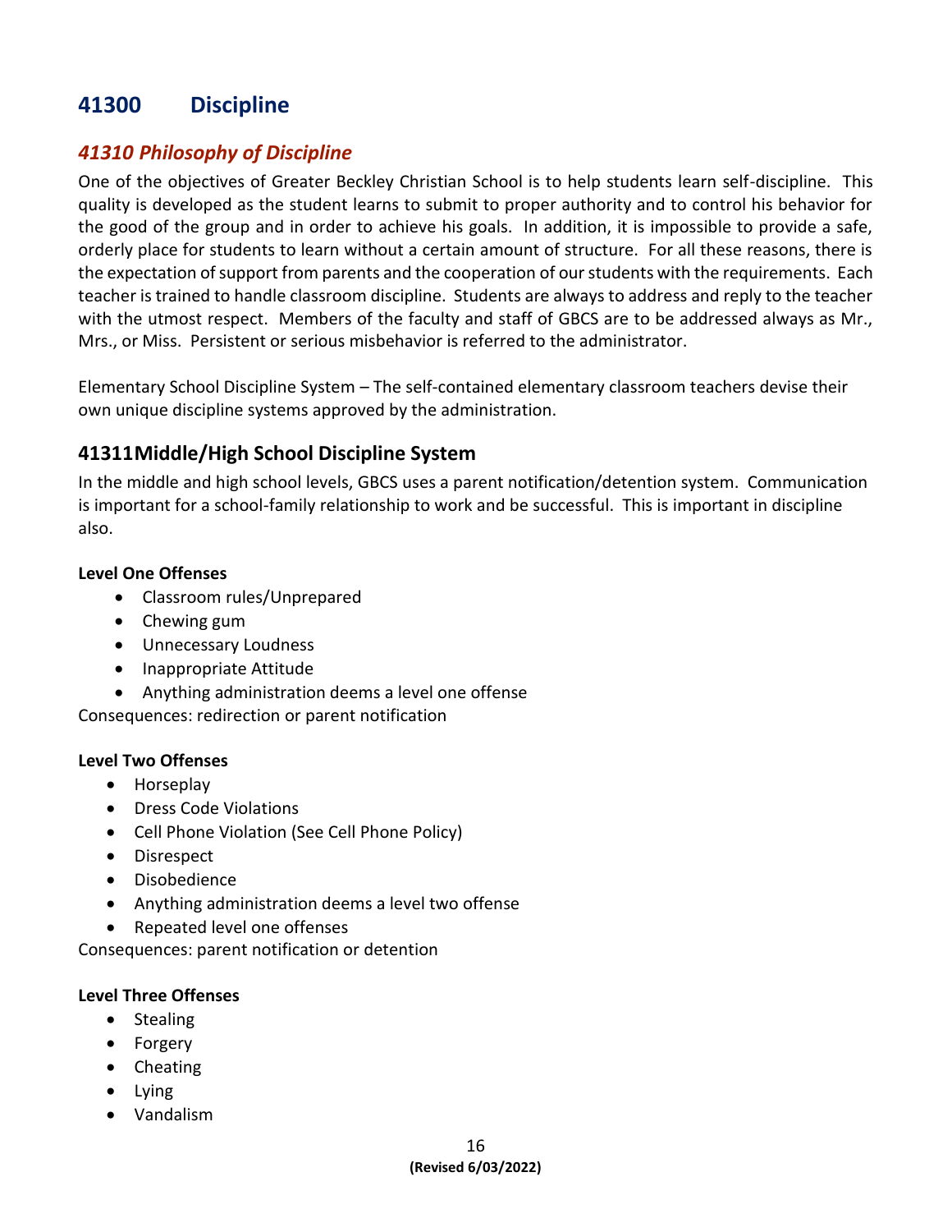## 41300 Discipline

### *41310 Philosophy of Discipline*

One of the objectives of Greater Beckley Christian School is to help students learn self-discipline. This quality is developed as the student learns to submit to proper authority and to control his behavior for the good of the group and in order to achieve his goals. In addition, it is impossible to provide a safe, orderly place for students to learn without a certain amount of structure. For all these reasons, there is the expectation of support from parents and the cooperation of our students with the requirements. Each teacher is trained to handle classroom discipline. Students are always to address and reply to the teacher with the utmost respect. Members of the faculty and staff of GBCS are to be addressed always as Mr., Mrs., or Miss. Persistent or serious misbehavior is referred to the administrator.

Elementary School Discipline System – The self-contained elementary classroom teachers devise their own unique discipline systems approved by the administration.

### 41311 Middle/High School Discipline System

In the middle and high school levels, GBCS uses a parent notification/detention system. Communication is important for a school-family relationship to work and be successful. This is important in discipline also.

**Level One Offenses**

- Classroom rules/Unprepared
- Chewing gum
- Unnecessary Loudness
- Inappropriate Attitude
- Anything administration deems a level one offense

Consequences: redirection or parent notification

**Level Two Offenses**

- Horseplay
- Dress Code Violations
- Cell Phone Violation (See Cell Phone Policy)
- Disrespect
- Disobedience
- Anything administration deems a level two offense
- Repeated level one offenses

Consequences: parent notification or detention

**Level Three Offenses**

- Stealing
- Forgery
- Cheating
- Lying
- Vandalism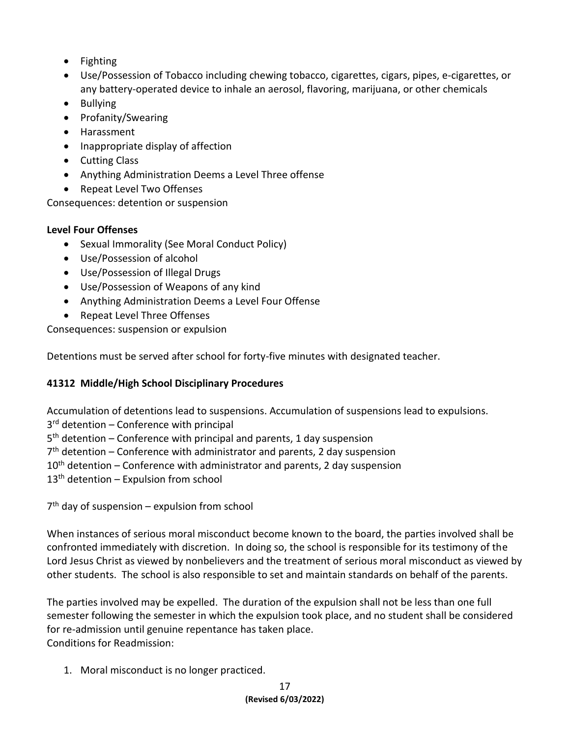- Fighting
- Use/Possession of Tobacco including chewing tobacco, cigarettes, cigars, pipes, e-cigarettes, or any battery-operated device to inhale an aerosol, flavoring, marijuana, or other chemicals
- Bullying
- Profanity/Swearing
- Harassment
- Inappropriate display of affection
- Cutting Class
- Anything Administration Deems a Level Three offense
- Repeat Level Two Offenses

Consequences: detention or suspension

**Level Four Offenses**

- Sexual Immorality (See Moral Conduct Policy)
- Use/Possession of alcohol
- Use/Possession of Illegal Drugs
- Use/Possession of Weapons of any kind
- Anything Administration Deems a Level Four Offense
- Repeat Level Three Offenses

Consequences: suspension or expulsion

Detentions must be served after school for forty-five minutes with designated teacher.

### 41312 Middle/High School Disciplinary Procedures

Accumulation of detentions lead to suspensions. Accumulation of suspensions lead to expulsions.
3rd detention – Conference with principal
5th detention – Conference with principal and parents, 1 day suspension
7th detention – Conference with administrator and parents, 2 day suspension
10th detention – Conference with administrator and parents, 2 day suspension
13th detention – Expulsion from school

7th day of suspension – expulsion from school

When instances of serious moral misconduct become known to the board, the parties involved shall be confronted immediately with discretion. In doing so, the school is responsible for its testimony of the Lord Jesus Christ as viewed by nonbelievers and the treatment of serious moral misconduct as viewed by other students. The school is also responsible to set and maintain standards on behalf of the parents.

The parties involved may be expelled. The duration of the expulsion shall not be less than one full semester following the semester in which the expulsion took place, and no student shall be considered for re-admission until genuine repentance has taken place.
Conditions for Readmission:

1. Moral misconduct is no longer practiced.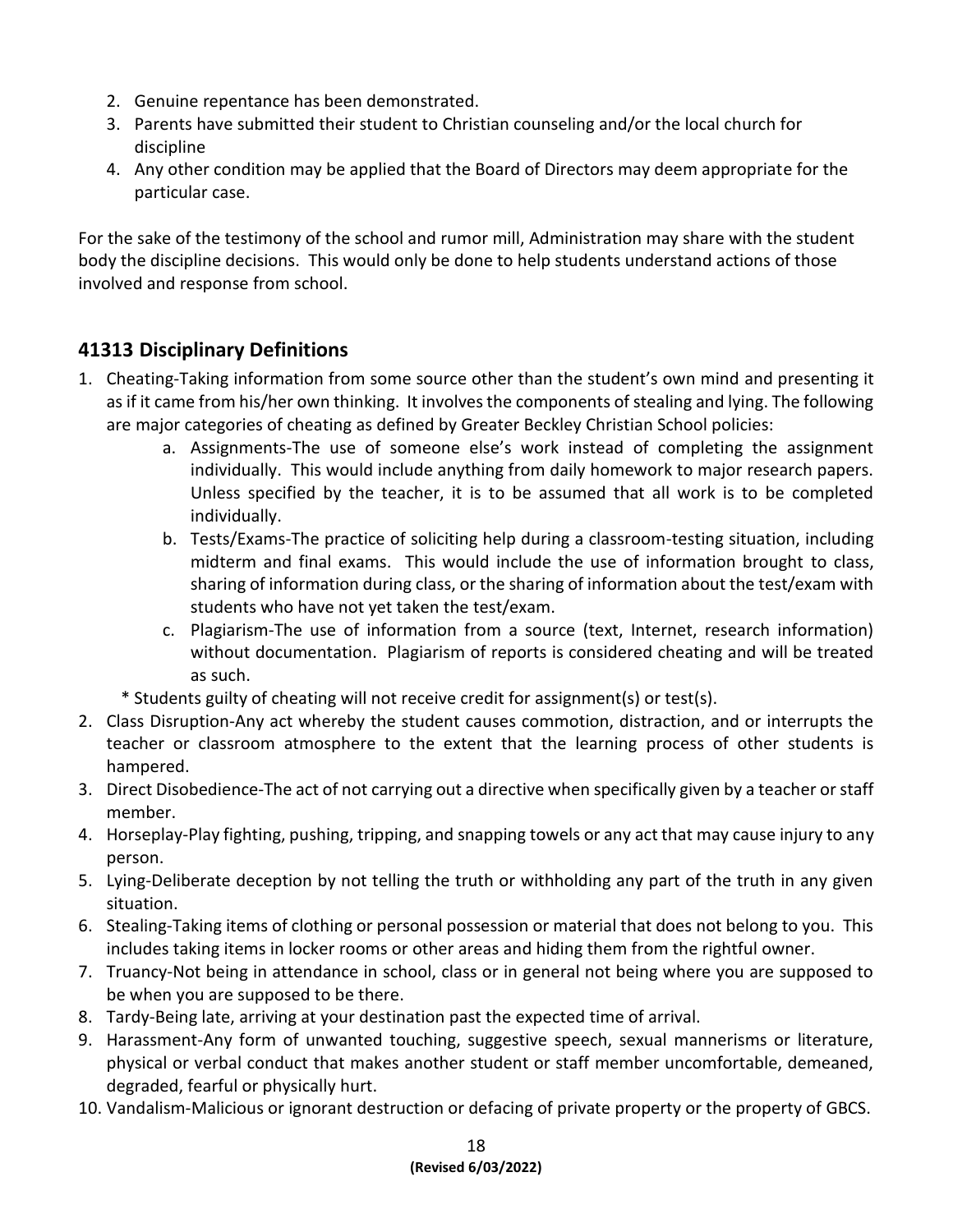2. Genuine repentance has been demonstrated.
3. Parents have submitted their student to Christian counseling and/or the local church for discipline
4. Any other condition may be applied that the Board of Directors may deem appropriate for the particular case.

For the sake of the testimony of the school and rumor mill, Administration may share with the student body the discipline decisions. This would only be done to help students understand actions of those involved and response from school.

## 41313 Disciplinary Definitions

1. Cheating-Taking information from some source other than the student's own mind and presenting it as if it came from his/her own thinking. It involves the components of stealing and lying. The following are major categories of cheating as defined by Greater Beckley Christian School policies:
   a. Assignments-The use of someone else's work instead of completing the assignment individually. This would include anything from daily homework to major research papers. Unless specified by the teacher, it is to be assumed that all work is to be completed individually.
   b. Tests/Exams-The practice of soliciting help during a classroom-testing situation, including midterm and final exams. This would include the use of information brought to class, sharing of information during class, or the sharing of information about the test/exam with students who have not yet taken the test/exam.
   c. Plagiarism-The use of information from a source (text, Internet, research information) without documentation. Plagiarism of reports is considered cheating and will be treated as such.

   * Students guilty of cheating will not receive credit for assignment(s) or test(s).
2. Class Disruption-Any act whereby the student causes commotion, distraction, and or interrupts the teacher or classroom atmosphere to the extent that the learning process of other students is hampered.
3. Direct Disobedience-The act of not carrying out a directive when specifically given by a teacher or staff member.
4. Horseplay-Play fighting, pushing, tripping, and snapping towels or any act that may cause injury to any person.
5. Lying-Deliberate deception by not telling the truth or withholding any part of the truth in any given situation.
6. Stealing-Taking items of clothing or personal possession or material that does not belong to you. This includes taking items in locker rooms or other areas and hiding them from the rightful owner.
7. Truancy-Not being in attendance in school, class or in general not being where you are supposed to be when you are supposed to be there.
8. Tardy-Being late, arriving at your destination past the expected time of arrival.
9. Harassment-Any form of unwanted touching, suggestive speech, sexual mannerisms or literature, physical or verbal conduct that makes another student or staff member uncomfortable, demeaned, degraded, fearful or physically hurt.
10. Vandalism-Malicious or ignorant destruction or defacing of private property or the property of GBCS.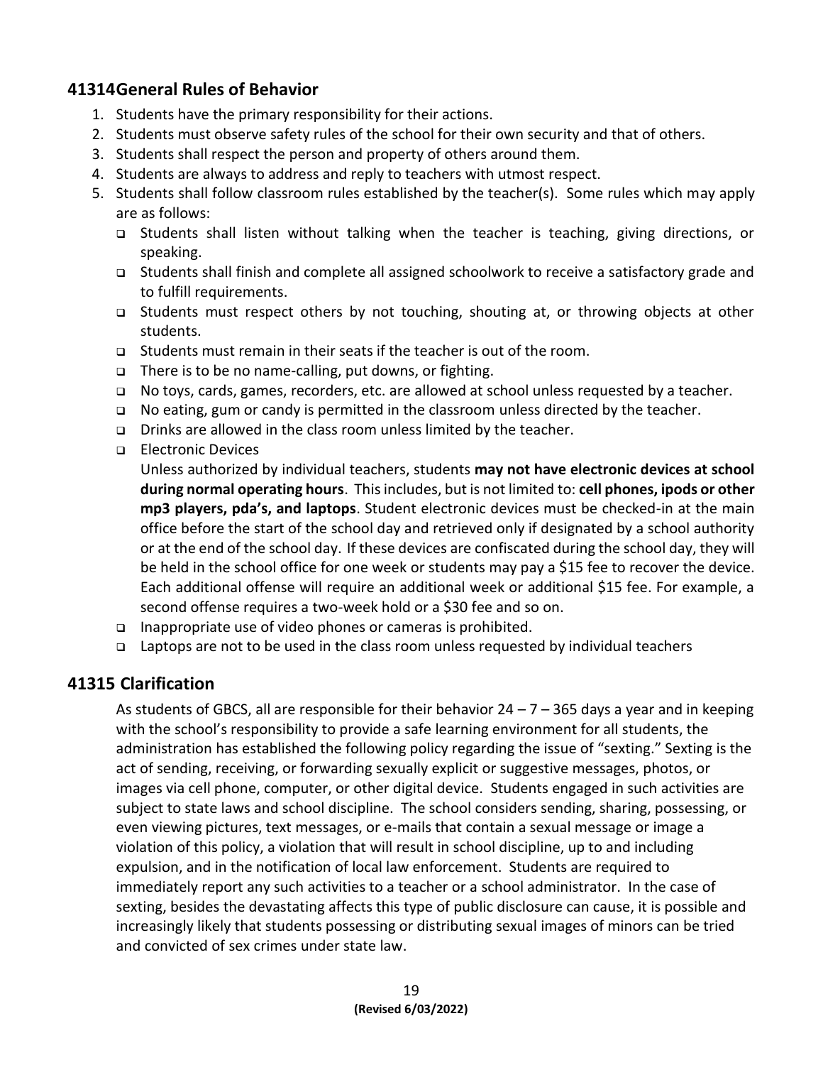## 41314General Rules of Behavior

1. Students have the primary responsibility for their actions.
2. Students must observe safety rules of the school for their own security and that of others.
3. Students shall respect the person and property of others around them.
4. Students are always to address and reply to teachers with utmost respect.
5. Students shall follow classroom rules established by the teacher(s). Some rules which may apply are as follows:
   - Students shall listen without talking when the teacher is teaching, giving directions, or speaking.
   - Students shall finish and complete all assigned schoolwork to receive a satisfactory grade and to fulfill requirements.
   - Students must respect others by not touching, shouting at, or throwing objects at other students.
   - Students must remain in their seats if the teacher is out of the room.
   - There is to be no name-calling, put downs, or fighting.
   - No toys, cards, games, recorders, etc. are allowed at school unless requested by a teacher.
   - No eating, gum or candy is permitted in the classroom unless directed by the teacher.
   - Drinks are allowed in the class room unless limited by the teacher.
   - Electronic Devices

     Unless authorized by individual teachers, students **may not have electronic devices at school during normal operating hours**. This includes, but is not limited to: **cell phones, ipods or other mp3 players, pda's, and laptops**. Student electronic devices must be checked-in at the main office before the start of the school day and retrieved only if designated by a school authority or at the end of the school day. If these devices are confiscated during the school day, they will be held in the school office for one week or students may pay a $15 fee to recover the device. Each additional offense will require an additional week or additional $15 fee. For example, a second offense requires a two-week hold or a $30 fee and so on.
   - Inappropriate use of video phones or cameras is prohibited.
   - Laptops are not to be used in the class room unless requested by individual teachers

## 41315 Clarification

As students of GBCS, all are responsible for their behavior 24 – 7 – 365 days a year and in keeping with the school's responsibility to provide a safe learning environment for all students, the administration has established the following policy regarding the issue of "sexting." Sexting is the act of sending, receiving, or forwarding sexually explicit or suggestive messages, photos, or images via cell phone, computer, or other digital device. Students engaged in such activities are subject to state laws and school discipline. The school considers sending, sharing, possessing, or even viewing pictures, text messages, or e-mails that contain a sexual message or image a violation of this policy, a violation that will result in school discipline, up to and including expulsion, and in the notification of local law enforcement. Students are required to immediately report any such activities to a teacher or a school administrator. In the case of sexting, besides the devastating affects this type of public disclosure can cause, it is possible and increasingly likely that students possessing or distributing sexual images of minors can be tried and convicted of sex crimes under state law.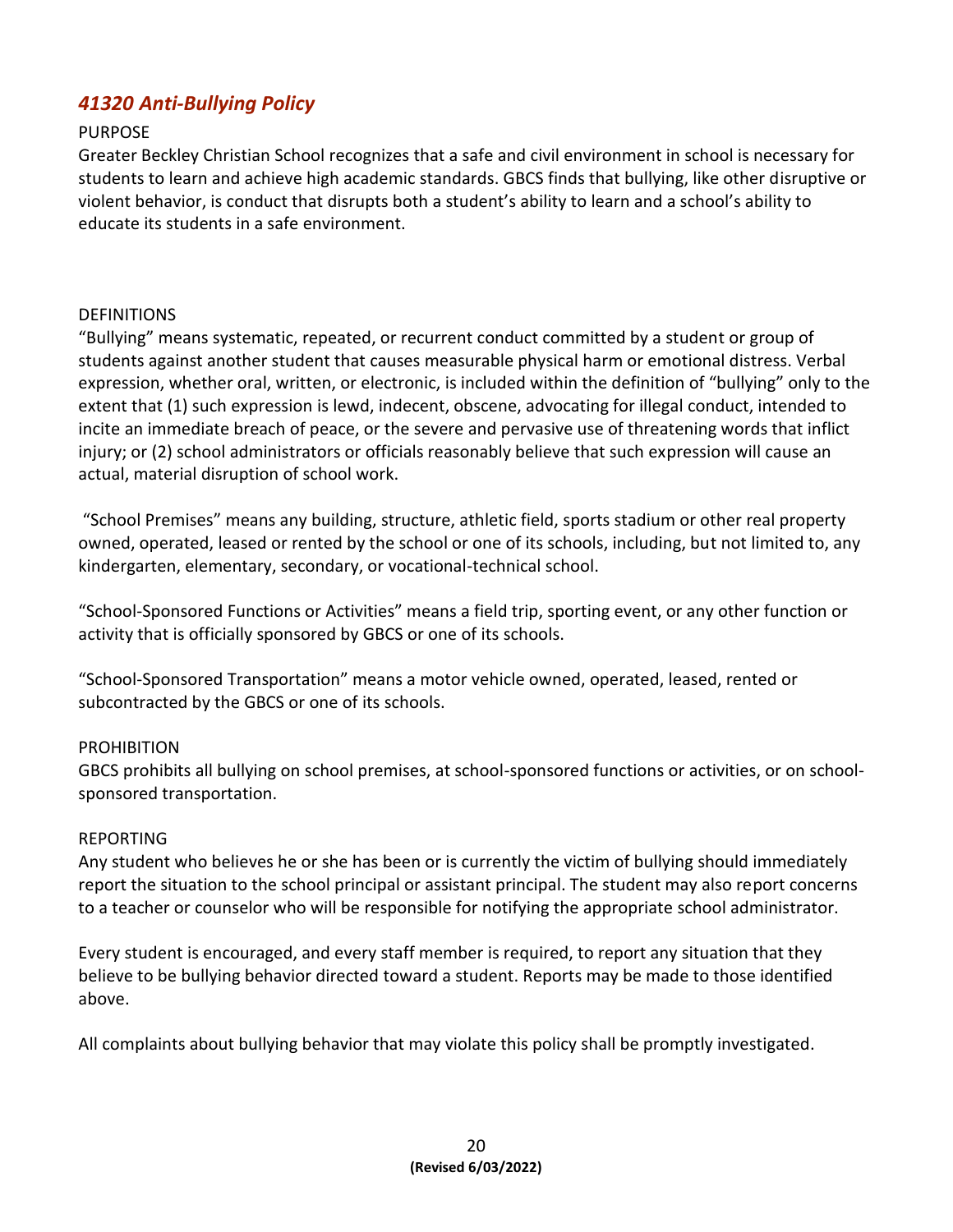## *41320 Anti-Bullying Policy*

PURPOSE

Greater Beckley Christian School recognizes that a safe and civil environment in school is necessary for students to learn and achieve high academic standards. GBCS finds that bullying, like other disruptive or violent behavior, is conduct that disrupts both a student's ability to learn and a school's ability to educate its students in a safe environment.

DEFINITIONS

"Bullying" means systematic, repeated, or recurrent conduct committed by a student or group of students against another student that causes measurable physical harm or emotional distress. Verbal expression, whether oral, written, or electronic, is included within the definition of "bullying" only to the extent that (1) such expression is lewd, indecent, obscene, advocating for illegal conduct, intended to incite an immediate breach of peace, or the severe and pervasive use of threatening words that inflict injury; or (2) school administrators or officials reasonably believe that such expression will cause an actual, material disruption of school work.

"School Premises" means any building, structure, athletic field, sports stadium or other real property owned, operated, leased or rented by the school or one of its schools, including, but not limited to, any kindergarten, elementary, secondary, or vocational-technical school.

"School-Sponsored Functions or Activities" means a field trip, sporting event, or any other function or activity that is officially sponsored by GBCS or one of its schools.

"School-Sponsored Transportation" means a motor vehicle owned, operated, leased, rented or subcontracted by the GBCS or one of its schools.

PROHIBITION

GBCS prohibits all bullying on school premises, at school-sponsored functions or activities, or on school-sponsored transportation.

REPORTING

Any student who believes he or she has been or is currently the victim of bullying should immediately report the situation to the school principal or assistant principal. The student may also report concerns to a teacher or counselor who will be responsible for notifying the appropriate school administrator.

Every student is encouraged, and every staff member is required, to report any situation that they believe to be bullying behavior directed toward a student. Reports may be made to those identified above.

All complaints about bullying behavior that may violate this policy shall be promptly investigated.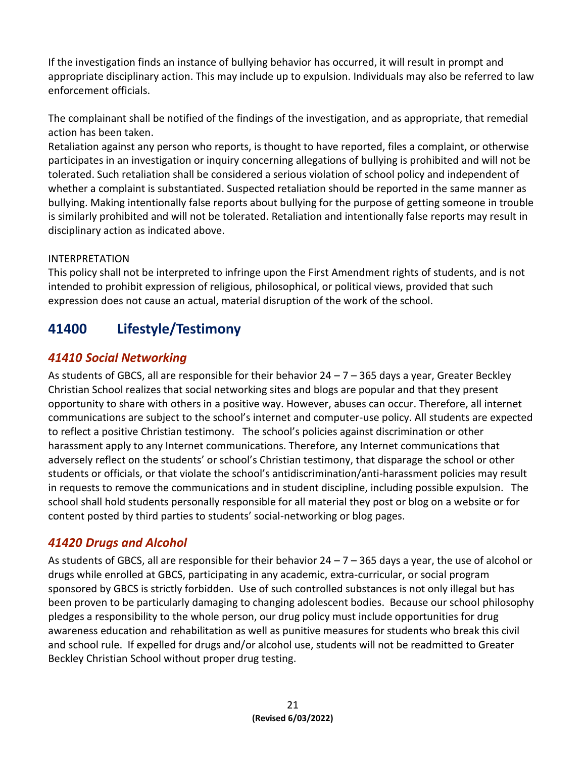If the investigation finds an instance of bullying behavior has occurred, it will result in prompt and appropriate disciplinary action. This may include up to expulsion. Individuals may also be referred to law enforcement officials.

The complainant shall be notified of the findings of the investigation, and as appropriate, that remedial action has been taken.
Retaliation against any person who reports, is thought to have reported, files a complaint, or otherwise participates in an investigation or inquiry concerning allegations of bullying is prohibited and will not be tolerated. Such retaliation shall be considered a serious violation of school policy and independent of whether a complaint is substantiated. Suspected retaliation should be reported in the same manner as bullying. Making intentionally false reports about bullying for the purpose of getting someone in trouble is similarly prohibited and will not be tolerated. Retaliation and intentionally false reports may result in disciplinary action as indicated above.

INTERPRETATION
This policy shall not be interpreted to infringe upon the First Amendment rights of students, and is not intended to prohibit expression of religious, philosophical, or political views, provided that such expression does not cause an actual, material disruption of the work of the school.

## 41400 Lifestyle/Testimony

### *41410 Social Networking*

As students of GBCS, all are responsible for their behavior 24 – 7 – 365 days a year, Greater Beckley Christian School realizes that social networking sites and blogs are popular and that they present opportunity to share with others in a positive way. However, abuses can occur. Therefore, all internet communications are subject to the school's internet and computer-use policy. All students are expected to reflect a positive Christian testimony. The school's policies against discrimination or other harassment apply to any Internet communications. Therefore, any Internet communications that adversely reflect on the students' or school's Christian testimony, that disparage the school or other students or officials, or that violate the school's antidiscrimination/anti-harassment policies may result in requests to remove the communications and in student discipline, including possible expulsion. The school shall hold students personally responsible for all material they post or blog on a website or for content posted by third parties to students' social-networking or blog pages.

### *41420 Drugs and Alcohol*

As students of GBCS, all are responsible for their behavior 24 – 7 – 365 days a year, the use of alcohol or drugs while enrolled at GBCS, participating in any academic, extra-curricular, or social program sponsored by GBCS is strictly forbidden. Use of such controlled substances is not only illegal but has been proven to be particularly damaging to changing adolescent bodies. Because our school philosophy pledges a responsibility to the whole person, our drug policy must include opportunities for drug awareness education and rehabilitation as well as punitive measures for students who break this civil and school rule. If expelled for drugs and/or alcohol use, students will not be readmitted to Greater Beckley Christian School without proper drug testing.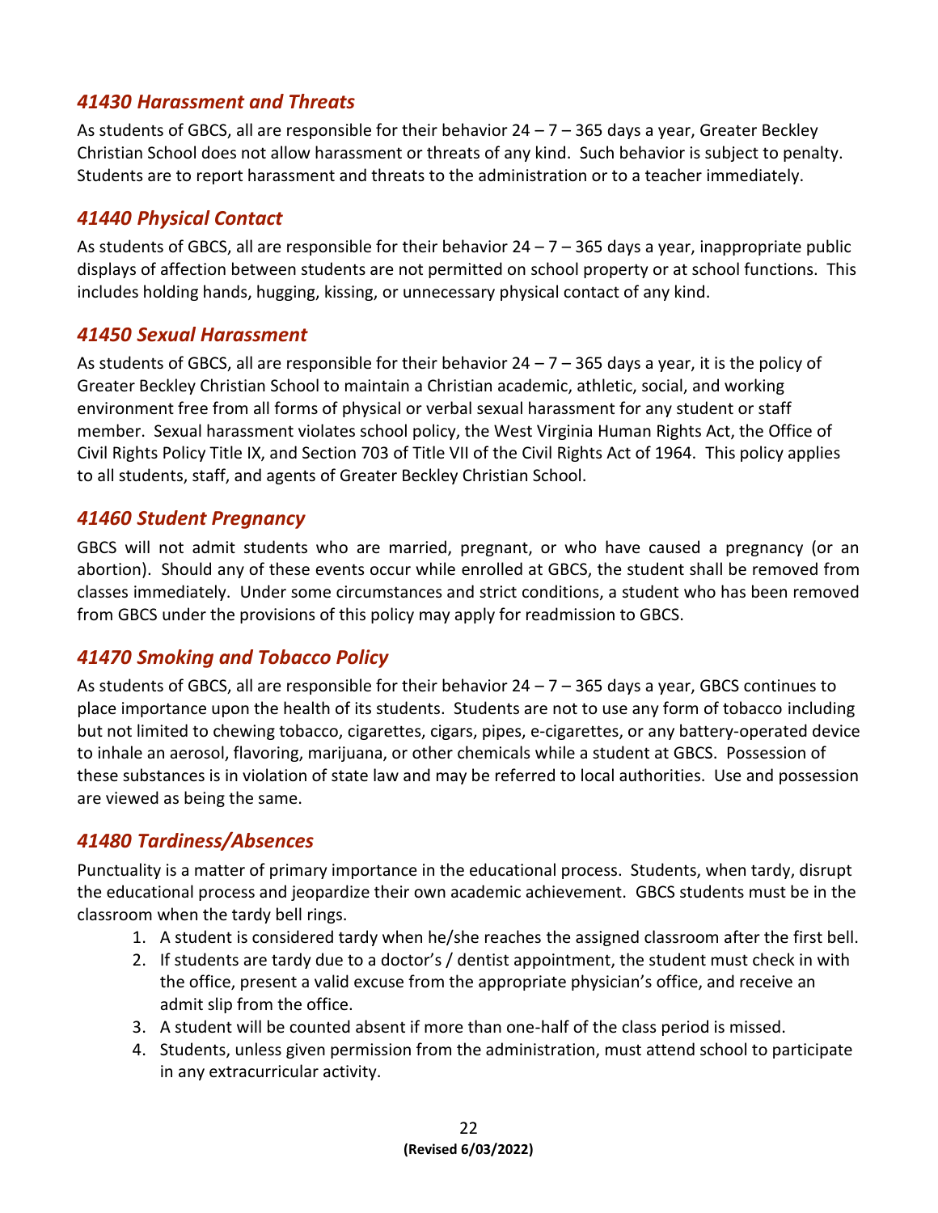### *41430 Harassment and Threats*

As students of GBCS, all are responsible for their behavior 24 – 7 – 365 days a year, Greater Beckley Christian School does not allow harassment or threats of any kind. Such behavior is subject to penalty. Students are to report harassment and threats to the administration or to a teacher immediately.

### *41440 Physical Contact*

As students of GBCS, all are responsible for their behavior 24 – 7 – 365 days a year, inappropriate public displays of affection between students are not permitted on school property or at school functions. This includes holding hands, hugging, kissing, or unnecessary physical contact of any kind.

### *41450 Sexual Harassment*

As students of GBCS, all are responsible for their behavior 24 – 7 – 365 days a year, it is the policy of Greater Beckley Christian School to maintain a Christian academic, athletic, social, and working environment free from all forms of physical or verbal sexual harassment for any student or staff member. Sexual harassment violates school policy, the West Virginia Human Rights Act, the Office of Civil Rights Policy Title IX, and Section 703 of Title VII of the Civil Rights Act of 1964. This policy applies to all students, staff, and agents of Greater Beckley Christian School.

### *41460 Student Pregnancy*

GBCS will not admit students who are married, pregnant, or who have caused a pregnancy (or an abortion). Should any of these events occur while enrolled at GBCS, the student shall be removed from classes immediately. Under some circumstances and strict conditions, a student who has been removed from GBCS under the provisions of this policy may apply for readmission to GBCS.

### *41470 Smoking and Tobacco Policy*

As students of GBCS, all are responsible for their behavior 24 – 7 – 365 days a year, GBCS continues to place importance upon the health of its students. Students are not to use any form of tobacco including but not limited to chewing tobacco, cigarettes, cigars, pipes, e-cigarettes, or any battery-operated device to inhale an aerosol, flavoring, marijuana, or other chemicals while a student at GBCS. Possession of these substances is in violation of state law and may be referred to local authorities. Use and possession are viewed as being the same.

### *41480 Tardiness/Absences*

Punctuality is a matter of primary importance in the educational process. Students, when tardy, disrupt the educational process and jeopardize their own academic achievement. GBCS students must be in the classroom when the tardy bell rings.

1. A student is considered tardy when he/she reaches the assigned classroom after the first bell.
2. If students are tardy due to a doctor's / dentist appointment, the student must check in with the office, present a valid excuse from the appropriate physician's office, and receive an admit slip from the office.
3. A student will be counted absent if more than one-half of the class period is missed.
4. Students, unless given permission from the administration, must attend school to participate in any extracurricular activity.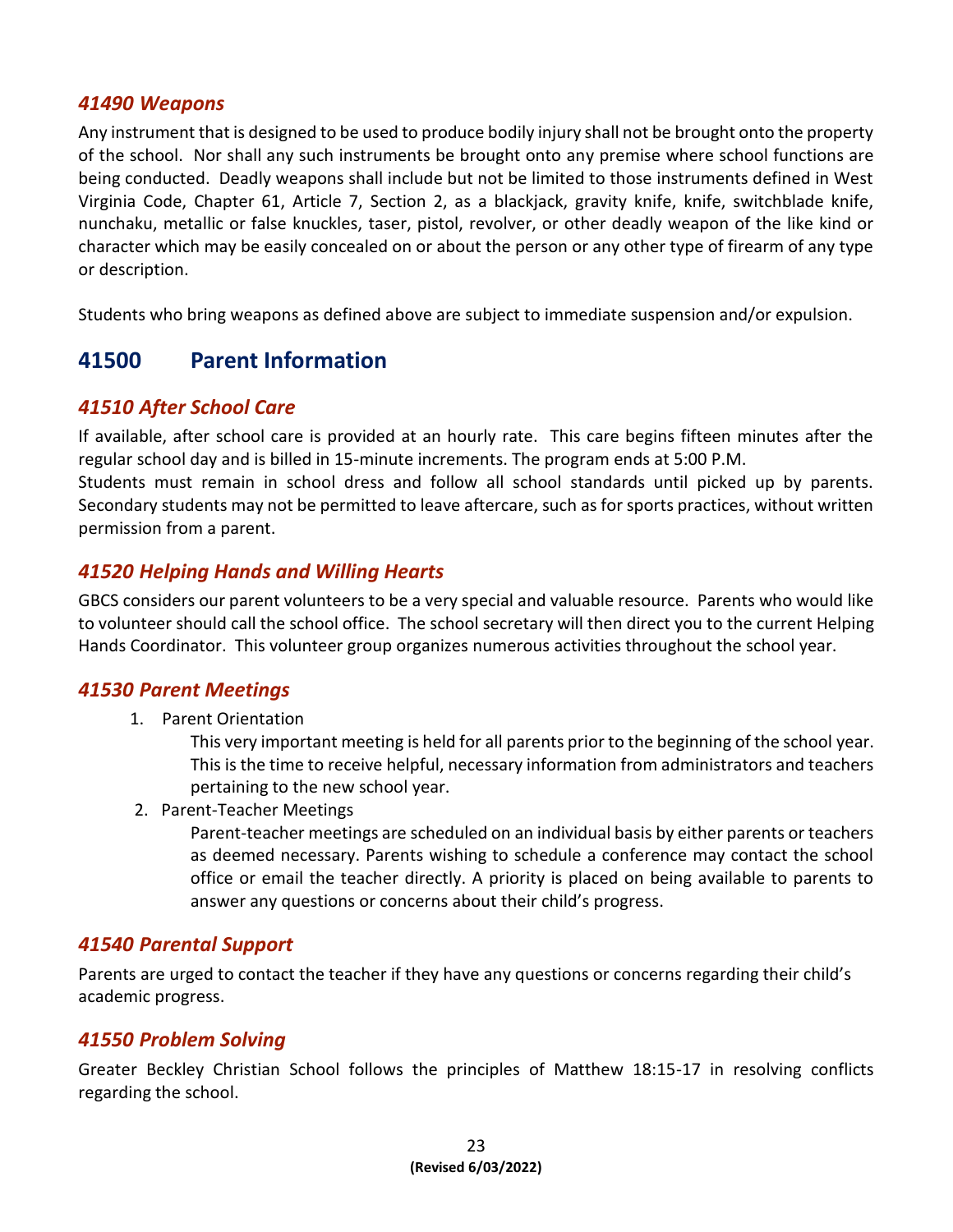### *41490 Weapons*

Any instrument that is designed to be used to produce bodily injury shall not be brought onto the property of the school. Nor shall any such instruments be brought onto any premise where school functions are being conducted. Deadly weapons shall include but not be limited to those instruments defined in West Virginia Code, Chapter 61, Article 7, Section 2, as a blackjack, gravity knife, knife, switchblade knife, nunchaku, metallic or false knuckles, taser, pistol, revolver, or other deadly weapon of the like kind or character which may be easily concealed on or about the person or any other type of firearm of any type or description.

Students who bring weapons as defined above are subject to immediate suspension and/or expulsion.

## 41500 Parent Information

### *41510 After School Care*

If available, after school care is provided at an hourly rate. This care begins fifteen minutes after the regular school day and is billed in 15-minute increments. The program ends at 5:00 P.M.
Students must remain in school dress and follow all school standards until picked up by parents. Secondary students may not be permitted to leave aftercare, such as for sports practices, without written permission from a parent.

### *41520 Helping Hands and Willing Hearts*

GBCS considers our parent volunteers to be a very special and valuable resource. Parents who would like to volunteer should call the school office. The school secretary will then direct you to the current Helping Hands Coordinator. This volunteer group organizes numerous activities throughout the school year.

### *41530 Parent Meetings*

1. Parent Orientation

   This very important meeting is held for all parents prior to the beginning of the school year. This is the time to receive helpful, necessary information from administrators and teachers pertaining to the new school year.

2. Parent-Teacher Meetings

   Parent-teacher meetings are scheduled on an individual basis by either parents or teachers as deemed necessary. Parents wishing to schedule a conference may contact the school office or email the teacher directly. A priority is placed on being available to parents to answer any questions or concerns about their child's progress.

### *41540 Parental Support*

Parents are urged to contact the teacher if they have any questions or concerns regarding their child's academic progress.

### *41550 Problem Solving*

Greater Beckley Christian School follows the principles of Matthew 18:15-17 in resolving conflicts regarding the school.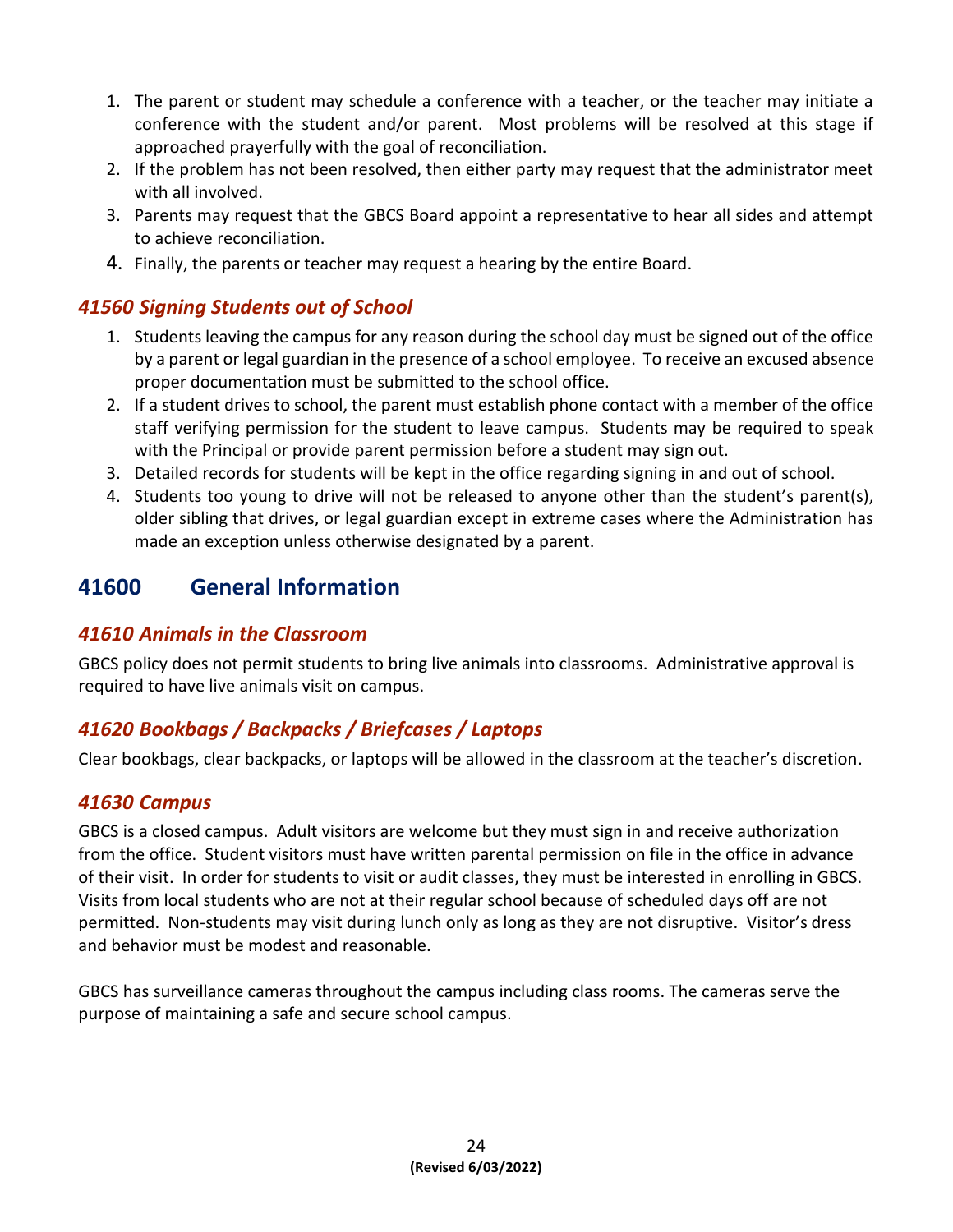1. The parent or student may schedule a conference with a teacher, or the teacher may initiate a conference with the student and/or parent. Most problems will be resolved at this stage if approached prayerfully with the goal of reconciliation.
2. If the problem has not been resolved, then either party may request that the administrator meet with all involved.
3. Parents may request that the GBCS Board appoint a representative to hear all sides and attempt to achieve reconciliation.
4. Finally, the parents or teacher may request a hearing by the entire Board.

### *41560 Signing Students out of School*

1. Students leaving the campus for any reason during the school day must be signed out of the office by a parent or legal guardian in the presence of a school employee. To receive an excused absence proper documentation must be submitted to the school office.
2. If a student drives to school, the parent must establish phone contact with a member of the office staff verifying permission for the student to leave campus. Students may be required to speak with the Principal or provide parent permission before a student may sign out.
3. Detailed records for students will be kept in the office regarding signing in and out of school.
4. Students too young to drive will not be released to anyone other than the student's parent(s), older sibling that drives, or legal guardian except in extreme cases where the Administration has made an exception unless otherwise designated by a parent.

## 41600 General Information

### *41610 Animals in the Classroom*

GBCS policy does not permit students to bring live animals into classrooms. Administrative approval is required to have live animals visit on campus.

### *41620 Bookbags / Backpacks / Briefcases / Laptops*

Clear bookbags, clear backpacks, or laptops will be allowed in the classroom at the teacher's discretion.

### *41630 Campus*

GBCS is a closed campus. Adult visitors are welcome but they must sign in and receive authorization from the office. Student visitors must have written parental permission on file in the office in advance of their visit. In order for students to visit or audit classes, they must be interested in enrolling in GBCS. Visits from local students who are not at their regular school because of scheduled days off are not permitted. Non-students may visit during lunch only as long as they are not disruptive. Visitor's dress and behavior must be modest and reasonable.

GBCS has surveillance cameras throughout the campus including class rooms. The cameras serve the purpose of maintaining a safe and secure school campus.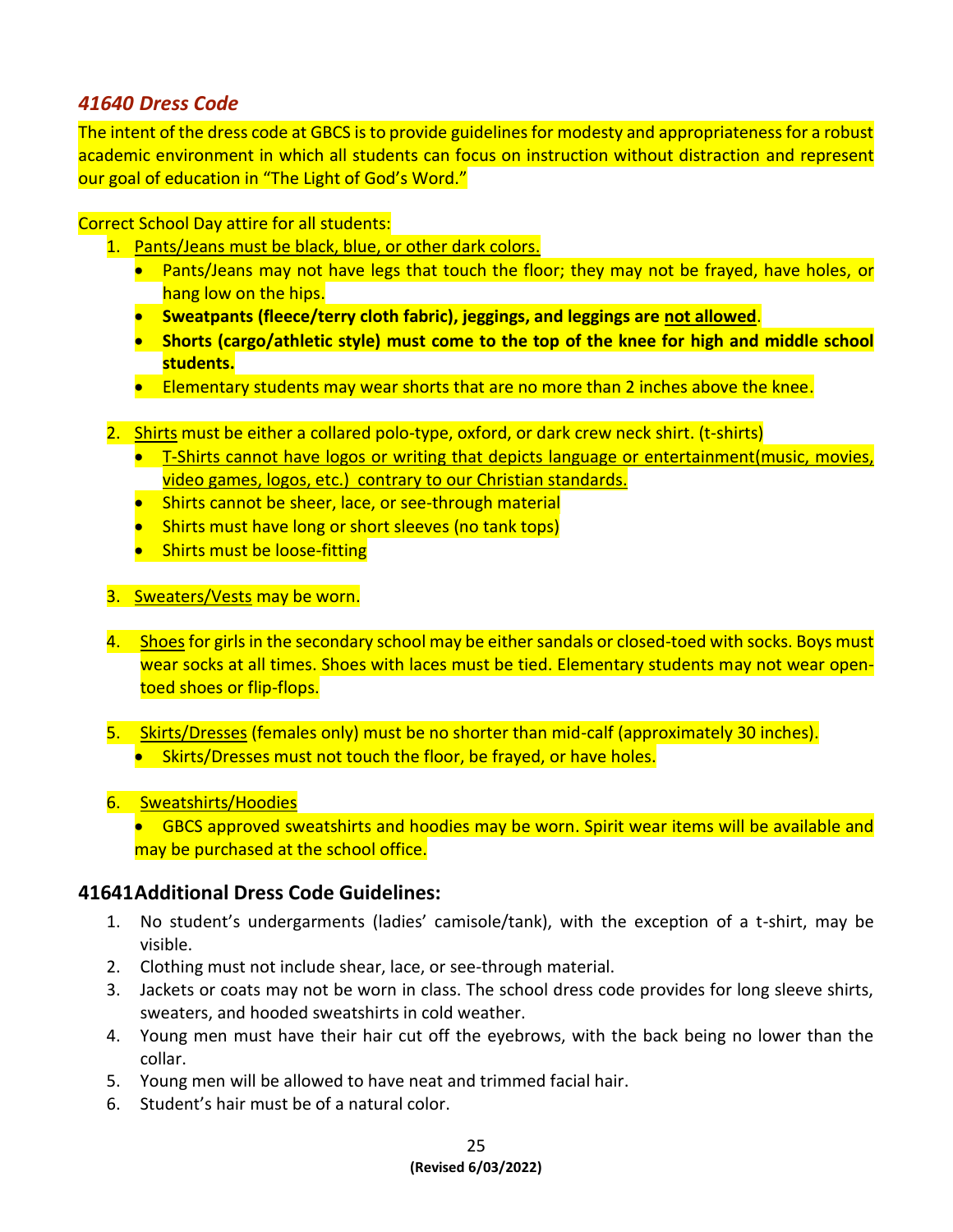## *41640 Dress Code*

The intent of the dress code at GBCS is to provide guidelines for modesty and appropriateness for a robust academic environment in which all students can focus on instruction without distraction and represent our goal of education in "The Light of God's Word."

Correct School Day attire for all students:

1. Pants/Jeans must be black, blue, or other dark colors.
   - Pants/Jeans may not have legs that touch the floor; they may not be frayed, have holes, or hang low on the hips.
   - **Sweatpants (fleece/terry cloth fabric), jeggings, and leggings are not allowed**.
   - **Shorts (cargo/athletic style) must come to the top of the knee for high and middle school students.**
   - Elementary students may wear shorts that are no more than 2 inches above the knee.

2. Shirts must be either a collared polo-type, oxford, or dark crew neck shirt. (t-shirts)
   - T-Shirts cannot have logos or writing that depicts language or entertainment(music, movies, video games, logos, etc.) contrary to our Christian standards.
   - Shirts cannot be sheer, lace, or see-through material
   - Shirts must have long or short sleeves (no tank tops)
   - Shirts must be loose-fitting

3. Sweaters/Vests may be worn.

4. Shoes for girls in the secondary school may be either sandals or closed-toed with socks. Boys must wear socks at all times. Shoes with laces must be tied. Elementary students may not wear open-toed shoes or flip-flops.

5. Skirts/Dresses (females only) must be no shorter than mid-calf (approximately 30 inches).
   - Skirts/Dresses must not touch the floor, be frayed, or have holes.

6. Sweatshirts/Hoodies
   - GBCS approved sweatshirts and hoodies may be worn. Spirit wear items will be available and may be purchased at the school office.

### 41641Additional Dress Code Guidelines:

1. No student's undergarments (ladies' camisole/tank), with the exception of a t-shirt, may be visible.
2. Clothing must not include shear, lace, or see-through material.
3. Jackets or coats may not be worn in class. The school dress code provides for long sleeve shirts, sweaters, and hooded sweatshirts in cold weather.
4. Young men must have their hair cut off the eyebrows, with the back being no lower than the collar.
5. Young men will be allowed to have neat and trimmed facial hair.
6. Student's hair must be of a natural color.

**(Revised 6/03/2022)**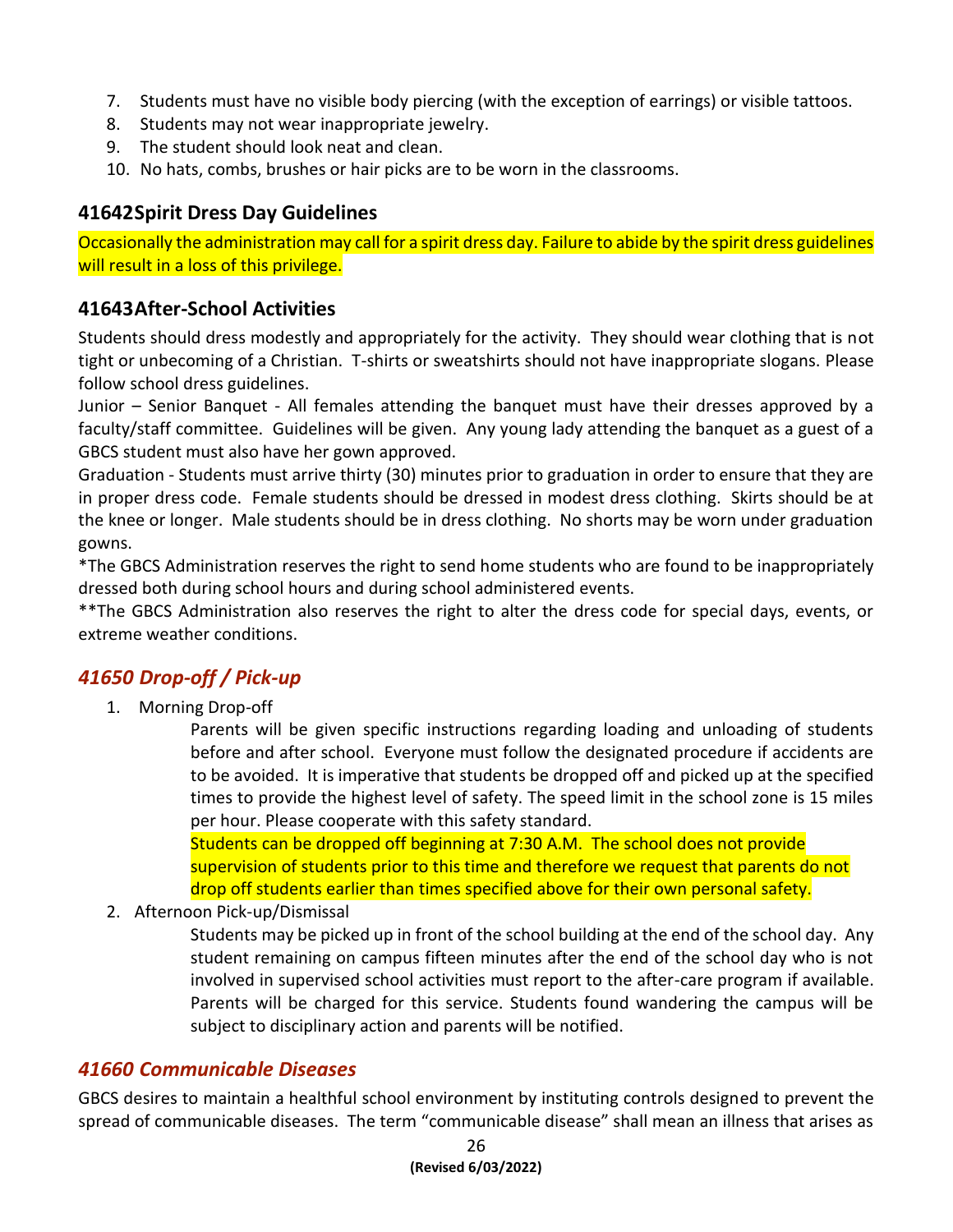7. Students must have no visible body piercing (with the exception of earrings) or visible tattoos.
8. Students may not wear inappropriate jewelry.
9. The student should look neat and clean.
10. No hats, combs, brushes or hair picks are to be worn in the classrooms.

### 41642Spirit Dress Day Guidelines

Occasionally the administration may call for a spirit dress day. Failure to abide by the spirit dress guidelines will result in a loss of this privilege.

### 41643After-School Activities

Students should dress modestly and appropriately for the activity. They should wear clothing that is not tight or unbecoming of a Christian. T-shirts or sweatshirts should not have inappropriate slogans. Please follow school dress guidelines.

Junior – Senior Banquet - All females attending the banquet must have their dresses approved by a faculty/staff committee. Guidelines will be given. Any young lady attending the banquet as a guest of a GBCS student must also have her gown approved.

Graduation - Students must arrive thirty (30) minutes prior to graduation in order to ensure that they are in proper dress code. Female students should be dressed in modest dress clothing. Skirts should be at the knee or longer. Male students should be in dress clothing. No shorts may be worn under graduation gowns.

*The GBCS Administration reserves the right to send home students who are found to be inappropriately dressed both during school hours and during school administered events.

**The GBCS Administration also reserves the right to alter the dress code for special days, events, or extreme weather conditions.

## *41650 Drop-off / Pick-up*

1. Morning Drop-off

   Parents will be given specific instructions regarding loading and unloading of students before and after school. Everyone must follow the designated procedure if accidents are to be avoided. It is imperative that students be dropped off and picked up at the specified times to provide the highest level of safety. The speed limit in the school zone is 15 miles per hour. Please cooperate with this safety standard.

   Students can be dropped off beginning at 7:30 A.M. The school does not provide supervision of students prior to this time and therefore we request that parents do not drop off students earlier than times specified above for their own personal safety.

2. Afternoon Pick-up/Dismissal

   Students may be picked up in front of the school building at the end of the school day. Any student remaining on campus fifteen minutes after the end of the school day who is not involved in supervised school activities must report to the after-care program if available. Parents will be charged for this service. Students found wandering the campus will be subject to disciplinary action and parents will be notified.

## *41660 Communicable Diseases*

GBCS desires to maintain a healthful school environment by instituting controls designed to prevent the spread of communicable diseases. The term "communicable disease" shall mean an illness that arises as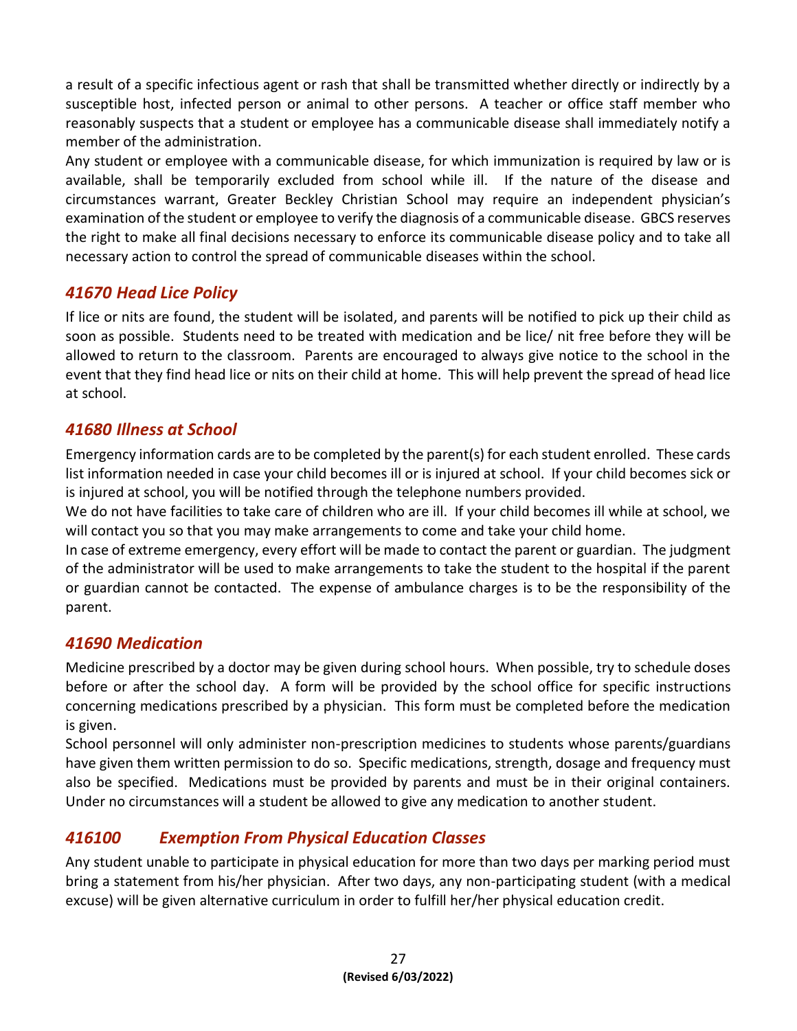a result of a specific infectious agent or rash that shall be transmitted whether directly or indirectly by a susceptible host, infected person or animal to other persons. A teacher or office staff member who reasonably suspects that a student or employee has a communicable disease shall immediately notify a member of the administration.

Any student or employee with a communicable disease, for which immunization is required by law or is available, shall be temporarily excluded from school while ill. If the nature of the disease and circumstances warrant, Greater Beckley Christian School may require an independent physician's examination of the student or employee to verify the diagnosis of a communicable disease. GBCS reserves the right to make all final decisions necessary to enforce its communicable disease policy and to take all necessary action to control the spread of communicable diseases within the school.

## *41670 Head Lice Policy*

If lice or nits are found, the student will be isolated, and parents will be notified to pick up their child as soon as possible. Students need to be treated with medication and be lice/ nit free before they will be allowed to return to the classroom. Parents are encouraged to always give notice to the school in the event that they find head lice or nits on their child at home. This will help prevent the spread of head lice at school.

## *41680 Illness at School*

Emergency information cards are to be completed by the parent(s) for each student enrolled. These cards list information needed in case your child becomes ill or is injured at school. If your child becomes sick or is injured at school, you will be notified through the telephone numbers provided.

We do not have facilities to take care of children who are ill. If your child becomes ill while at school, we will contact you so that you may make arrangements to come and take your child home.

In case of extreme emergency, every effort will be made to contact the parent or guardian. The judgment of the administrator will be used to make arrangements to take the student to the hospital if the parent or guardian cannot be contacted. The expense of ambulance charges is to be the responsibility of the parent.

## *41690 Medication*

Medicine prescribed by a doctor may be given during school hours. When possible, try to schedule doses before or after the school day. A form will be provided by the school office for specific instructions concerning medications prescribed by a physician. This form must be completed before the medication is given.

School personnel will only administer non-prescription medicines to students whose parents/guardians have given them written permission to do so. Specific medications, strength, dosage and frequency must also be specified. Medications must be provided by parents and must be in their original containers. Under no circumstances will a student be allowed to give any medication to another student.

## *416100 Exemption From Physical Education Classes*

Any student unable to participate in physical education for more than two days per marking period must bring a statement from his/her physician. After two days, any non-participating student (with a medical excuse) will be given alternative curriculum in order to fulfill her/her physical education credit.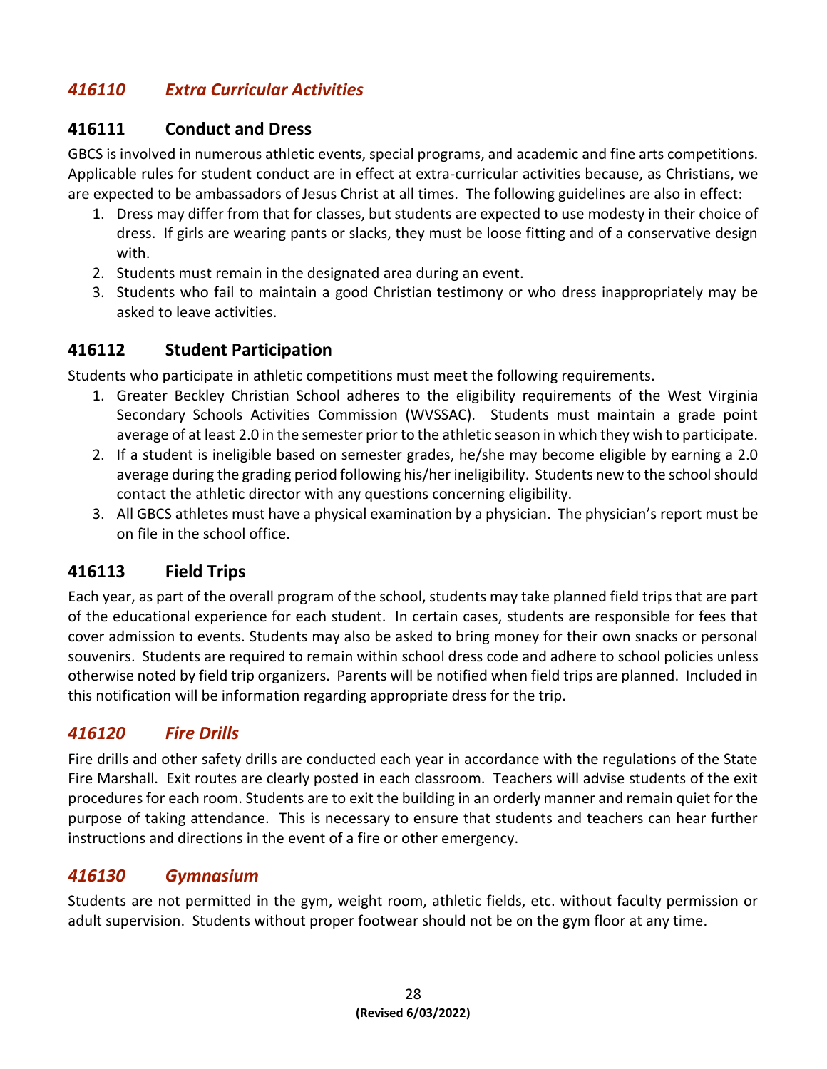## *416110 Extra Curricular Activities*

### 416111 Conduct and Dress

GBCS is involved in numerous athletic events, special programs, and academic and fine arts competitions. Applicable rules for student conduct are in effect at extra-curricular activities because, as Christians, we are expected to be ambassadors of Jesus Christ at all times. The following guidelines are also in effect:

1. Dress may differ from that for classes, but students are expected to use modesty in their choice of dress. If girls are wearing pants or slacks, they must be loose fitting and of a conservative design with.
2. Students must remain in the designated area during an event.
3. Students who fail to maintain a good Christian testimony or who dress inappropriately may be asked to leave activities.

### 416112 Student Participation

Students who participate in athletic competitions must meet the following requirements.

1. Greater Beckley Christian School adheres to the eligibility requirements of the West Virginia Secondary Schools Activities Commission (WVSSAC). Students must maintain a grade point average of at least 2.0 in the semester prior to the athletic season in which they wish to participate.
2. If a student is ineligible based on semester grades, he/she may become eligible by earning a 2.0 average during the grading period following his/her ineligibility. Students new to the school should contact the athletic director with any questions concerning eligibility.
3. All GBCS athletes must have a physical examination by a physician. The physician's report must be on file in the school office.

### 416113 Field Trips

Each year, as part of the overall program of the school, students may take planned field trips that are part of the educational experience for each student. In certain cases, students are responsible for fees that cover admission to events. Students may also be asked to bring money for their own snacks or personal souvenirs. Students are required to remain within school dress code and adhere to school policies unless otherwise noted by field trip organizers. Parents will be notified when field trips are planned. Included in this notification will be information regarding appropriate dress for the trip.

## *416120 Fire Drills*

Fire drills and other safety drills are conducted each year in accordance with the regulations of the State Fire Marshall. Exit routes are clearly posted in each classroom. Teachers will advise students of the exit procedures for each room. Students are to exit the building in an orderly manner and remain quiet for the purpose of taking attendance. This is necessary to ensure that students and teachers can hear further instructions and directions in the event of a fire or other emergency.

## *416130 Gymnasium*

Students are not permitted in the gym, weight room, athletic fields, etc. without faculty permission or adult supervision. Students without proper footwear should not be on the gym floor at any time.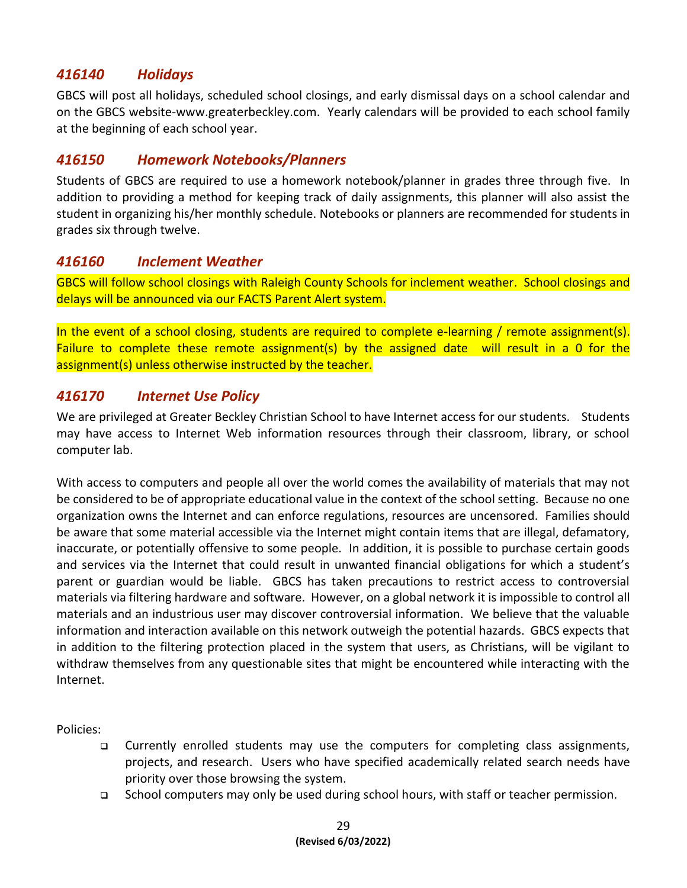## *416140 Holidays*

GBCS will post all holidays, scheduled school closings, and early dismissal days on a school calendar and on the GBCS website-www.greaterbeckley.com. Yearly calendars will be provided to each school family at the beginning of each school year.

## *416150 Homework Notebooks/Planners*

Students of GBCS are required to use a homework notebook/planner in grades three through five. In addition to providing a method for keeping track of daily assignments, this planner will also assist the student in organizing his/her monthly schedule. Notebooks or planners are recommended for students in grades six through twelve.

## *416160 Inclement Weather*

GBCS will follow school closings with Raleigh County Schools for inclement weather. School closings and delays will be announced via our FACTS Parent Alert system.

In the event of a school closing, students are required to complete e-learning / remote assignment(s). Failure to complete these remote assignment(s) by the assigned date will result in a 0 for the assignment(s) unless otherwise instructed by the teacher.

## *416170 Internet Use Policy*

We are privileged at Greater Beckley Christian School to have Internet access for our students. Students may have access to Internet Web information resources through their classroom, library, or school computer lab.

With access to computers and people all over the world comes the availability of materials that may not be considered to be of appropriate educational value in the context of the school setting. Because no one organization owns the Internet and can enforce regulations, resources are uncensored. Families should be aware that some material accessible via the Internet might contain items that are illegal, defamatory, inaccurate, or potentially offensive to some people. In addition, it is possible to purchase certain goods and services via the Internet that could result in unwanted financial obligations for which a student's parent or guardian would be liable. GBCS has taken precautions to restrict access to controversial materials via filtering hardware and software. However, on a global network it is impossible to control all materials and an industrious user may discover controversial information. We believe that the valuable information and interaction available on this network outweigh the potential hazards. GBCS expects that in addition to the filtering protection placed in the system that users, as Christians, will be vigilant to withdraw themselves from any questionable sites that might be encountered while interacting with the Internet.

Policies:

- Currently enrolled students may use the computers for completing class assignments, projects, and research. Users who have specified academically related search needs have priority over those browsing the system.
- School computers may only be used during school hours, with staff or teacher permission.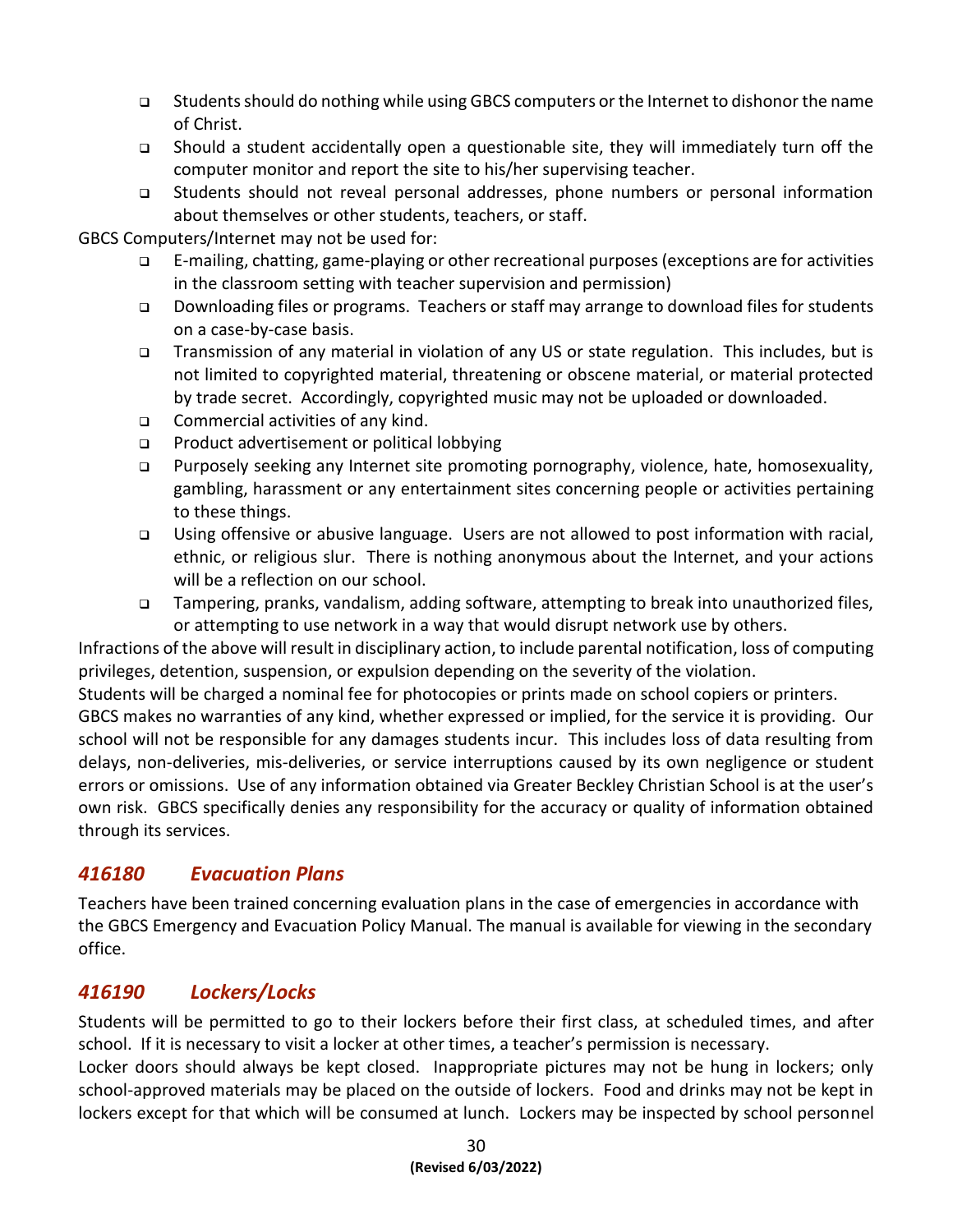- Students should do nothing while using GBCS computers or the Internet to dishonor the name of Christ.
- Should a student accidentally open a questionable site, they will immediately turn off the computer monitor and report the site to his/her supervising teacher.
- Students should not reveal personal addresses, phone numbers or personal information about themselves or other students, teachers, or staff.

GBCS Computers/Internet may not be used for:

- E-mailing, chatting, game-playing or other recreational purposes (exceptions are for activities in the classroom setting with teacher supervision and permission)
- Downloading files or programs. Teachers or staff may arrange to download files for students on a case-by-case basis.
- Transmission of any material in violation of any US or state regulation. This includes, but is not limited to copyrighted material, threatening or obscene material, or material protected by trade secret. Accordingly, copyrighted music may not be uploaded or downloaded.
- Commercial activities of any kind.
- Product advertisement or political lobbying
- Purposely seeking any Internet site promoting pornography, violence, hate, homosexuality, gambling, harassment or any entertainment sites concerning people or activities pertaining to these things.
- Using offensive or abusive language. Users are not allowed to post information with racial, ethnic, or religious slur. There is nothing anonymous about the Internet, and your actions will be a reflection on our school.
- Tampering, pranks, vandalism, adding software, attempting to break into unauthorized files, or attempting to use network in a way that would disrupt network use by others.

Infractions of the above will result in disciplinary action, to include parental notification, loss of computing privileges, detention, suspension, or expulsion depending on the severity of the violation.

Students will be charged a nominal fee for photocopies or prints made on school copiers or printers.

GBCS makes no warranties of any kind, whether expressed or implied, for the service it is providing. Our school will not be responsible for any damages students incur. This includes loss of data resulting from delays, non-deliveries, mis-deliveries, or service interruptions caused by its own negligence or student errors or omissions. Use of any information obtained via Greater Beckley Christian School is at the user's own risk. GBCS specifically denies any responsibility for the accuracy or quality of information obtained through its services.

## *416180 Evacuation Plans*

Teachers have been trained concerning evaluation plans in the case of emergencies in accordance with the GBCS Emergency and Evacuation Policy Manual. The manual is available for viewing in the secondary office.

## *416190 Lockers/Locks*

Students will be permitted to go to their lockers before their first class, at scheduled times, and after school. If it is necessary to visit a locker at other times, a teacher's permission is necessary.

Locker doors should always be kept closed. Inappropriate pictures may not be hung in lockers; only school-approved materials may be placed on the outside of lockers. Food and drinks may not be kept in lockers except for that which will be consumed at lunch. Lockers may be inspected by school personnel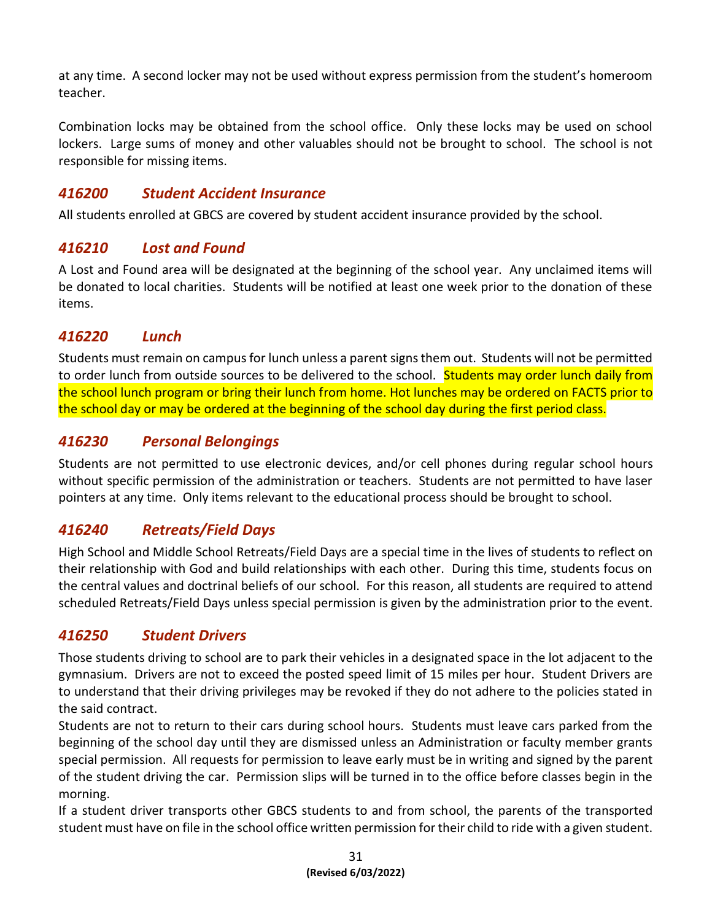at any time. A second locker may not be used without express permission from the student's homeroom teacher.

Combination locks may be obtained from the school office. Only these locks may be used on school lockers. Large sums of money and other valuables should not be brought to school. The school is not responsible for missing items.

### *416200 Student Accident Insurance*

All students enrolled at GBCS are covered by student accident insurance provided by the school.

### *416210 Lost and Found*

A Lost and Found area will be designated at the beginning of the school year. Any unclaimed items will be donated to local charities. Students will be notified at least one week prior to the donation of these items.

### *416220 Lunch*

Students must remain on campus for lunch unless a parent signs them out. Students will not be permitted to order lunch from outside sources to be delivered to the school. Students may order lunch daily from the school lunch program or bring their lunch from home. Hot lunches may be ordered on FACTS prior to the school day or may be ordered at the beginning of the school day during the first period class.

### *416230 Personal Belongings*

Students are not permitted to use electronic devices, and/or cell phones during regular school hours without specific permission of the administration or teachers. Students are not permitted to have laser pointers at any time. Only items relevant to the educational process should be brought to school.

### *416240 Retreats/Field Days*

High School and Middle School Retreats/Field Days are a special time in the lives of students to reflect on their relationship with God and build relationships with each other. During this time, students focus on the central values and doctrinal beliefs of our school. For this reason, all students are required to attend scheduled Retreats/Field Days unless special permission is given by the administration prior to the event.

### *416250 Student Drivers*

Those students driving to school are to park their vehicles in a designated space in the lot adjacent to the gymnasium. Drivers are not to exceed the posted speed limit of 15 miles per hour. Student Drivers are to understand that their driving privileges may be revoked if they do not adhere to the policies stated in the said contract.

Students are not to return to their cars during school hours. Students must leave cars parked from the beginning of the school day until they are dismissed unless an Administration or faculty member grants special permission. All requests for permission to leave early must be in writing and signed by the parent of the student driving the car. Permission slips will be turned in to the office before classes begin in the morning.

If a student driver transports other GBCS students to and from school, the parents of the transported student must have on file in the school office written permission for their child to ride with a given student.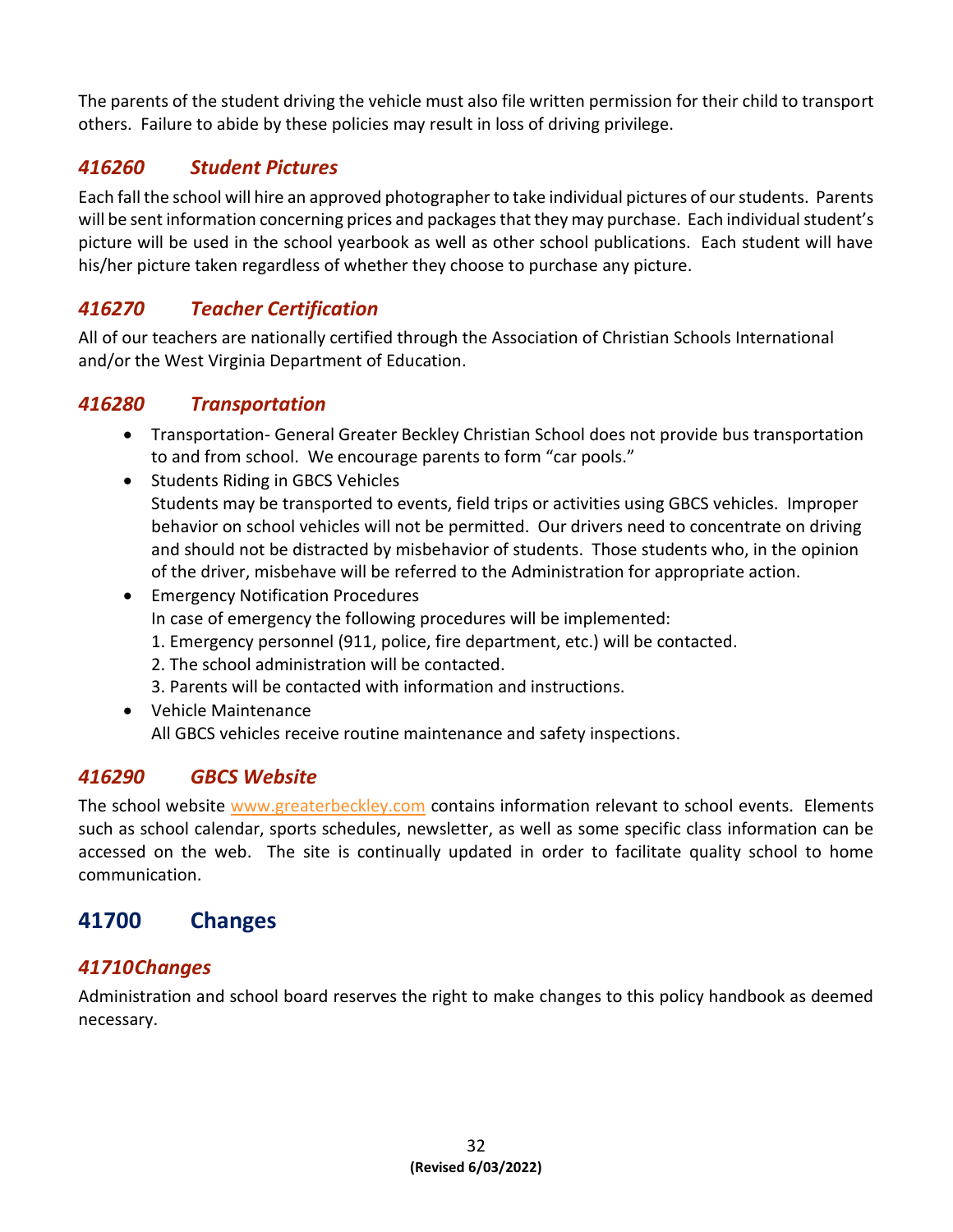The parents of the student driving the vehicle must also file written permission for their child to transport others. Failure to abide by these policies may result in loss of driving privilege.

### *416260 Student Pictures*

Each fall the school will hire an approved photographer to take individual pictures of our students. Parents will be sent information concerning prices and packages that they may purchase. Each individual student's picture will be used in the school yearbook as well as other school publications. Each student will have his/her picture taken regardless of whether they choose to purchase any picture.

### *416270 Teacher Certification*

All of our teachers are nationally certified through the Association of Christian Schools International and/or the West Virginia Department of Education.

### *416280 Transportation*

- Transportation- General Greater Beckley Christian School does not provide bus transportation to and from school. We encourage parents to form "car pools."
- Students Riding in GBCS Vehicles
  Students may be transported to events, field trips or activities using GBCS vehicles. Improper behavior on school vehicles will not be permitted. Our drivers need to concentrate on driving and should not be distracted by misbehavior of students. Those students who, in the opinion of the driver, misbehave will be referred to the Administration for appropriate action.
- Emergency Notification Procedures
  In case of emergency the following procedures will be implemented:
  1. Emergency personnel (911, police, fire department, etc.) will be contacted.
  2. The school administration will be contacted.
  3. Parents will be contacted with information and instructions.
- Vehicle Maintenance
  All GBCS vehicles receive routine maintenance and safety inspections.

### *416290 GBCS Website*

The school website www.greaterbeckley.com contains information relevant to school events. Elements such as school calendar, sports schedules, newsletter, as well as some specific class information can be accessed on the web. The site is continually updated in order to facilitate quality school to home communication.

## 41700 Changes

### *41710Changes*

Administration and school board reserves the right to make changes to this policy handbook as deemed necessary.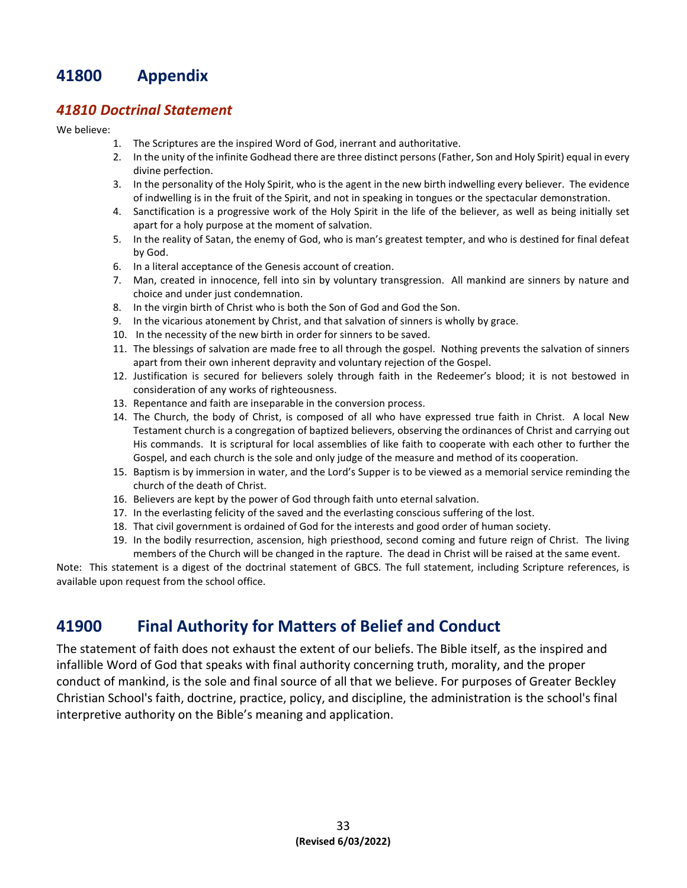# 41800 Appendix

## *41810 Doctrinal Statement*

We believe:

1. The Scriptures are the inspired Word of God, inerrant and authoritative.
2. In the unity of the infinite Godhead there are three distinct persons (Father, Son and Holy Spirit) equal in every divine perfection.
3. In the personality of the Holy Spirit, who is the agent in the new birth indwelling every believer. The evidence of indwelling is in the fruit of the Spirit, and not in speaking in tongues or the spectacular demonstration.
4. Sanctification is a progressive work of the Holy Spirit in the life of the believer, as well as being initially set apart for a holy purpose at the moment of salvation.
5. In the reality of Satan, the enemy of God, who is man's greatest tempter, and who is destined for final defeat by God.
6. In a literal acceptance of the Genesis account of creation.
7. Man, created in innocence, fell into sin by voluntary transgression. All mankind are sinners by nature and choice and under just condemnation.
8. In the virgin birth of Christ who is both the Son of God and God the Son.
9. In the vicarious atonement by Christ, and that salvation of sinners is wholly by grace.
10. In the necessity of the new birth in order for sinners to be saved.
11. The blessings of salvation are made free to all through the gospel. Nothing prevents the salvation of sinners apart from their own inherent depravity and voluntary rejection of the Gospel.
12. Justification is secured for believers solely through faith in the Redeemer's blood; it is not bestowed in consideration of any works of righteousness.
13. Repentance and faith are inseparable in the conversion process.
14. The Church, the body of Christ, is composed of all who have expressed true faith in Christ. A local New Testament church is a congregation of baptized believers, observing the ordinances of Christ and carrying out His commands. It is scriptural for local assemblies of like faith to cooperate with each other to further the Gospel, and each church is the sole and only judge of the measure and method of its cooperation.
15. Baptism is by immersion in water, and the Lord's Supper is to be viewed as a memorial service reminding the church of the death of Christ.
16. Believers are kept by the power of God through faith unto eternal salvation.
17. In the everlasting felicity of the saved and the everlasting conscious suffering of the lost.
18. That civil government is ordained of God for the interests and good order of human society.
19. In the bodily resurrection, ascension, high priesthood, second coming and future reign of Christ. The living members of the Church will be changed in the rapture. The dead in Christ will be raised at the same event.

Note: This statement is a digest of the doctrinal statement of GBCS. The full statement, including Scripture references, is available upon request from the school office.

# 41900 Final Authority for Matters of Belief and Conduct

The statement of faith does not exhaust the extent of our beliefs. The Bible itself, as the inspired and infallible Word of God that speaks with final authority concerning truth, morality, and the proper conduct of mankind, is the sole and final source of all that we believe. For purposes of Greater Beckley Christian School's faith, doctrine, practice, policy, and discipline, the administration is the school's final interpretive authority on the Bible's meaning and application.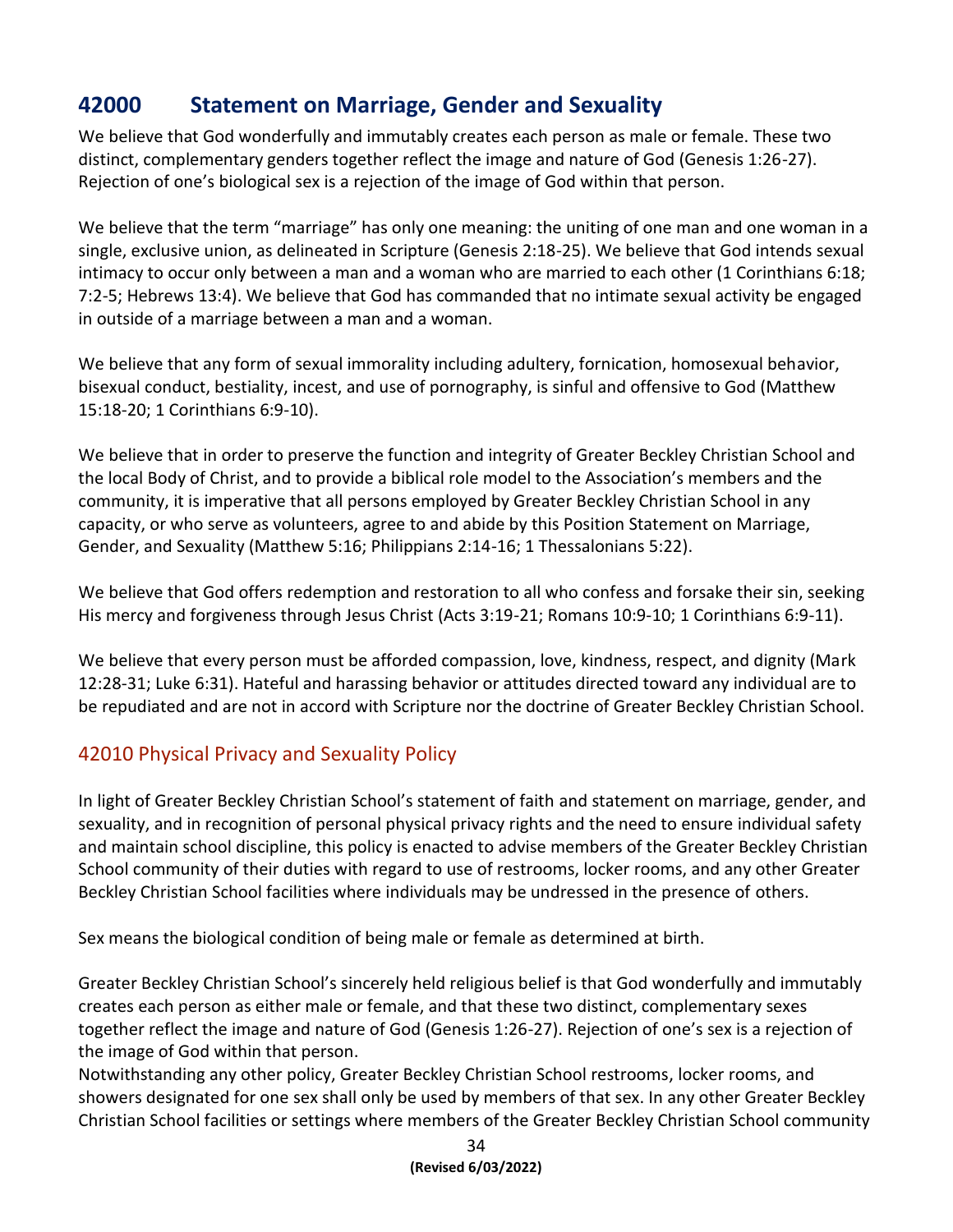## 42000 Statement on Marriage, Gender and Sexuality

We believe that God wonderfully and immutably creates each person as male or female. These two distinct, complementary genders together reflect the image and nature of God (Genesis 1:26-27). Rejection of one's biological sex is a rejection of the image of God within that person.

We believe that the term "marriage" has only one meaning: the uniting of one man and one woman in a single, exclusive union, as delineated in Scripture (Genesis 2:18-25). We believe that God intends sexual intimacy to occur only between a man and a woman who are married to each other (1 Corinthians 6:18; 7:2-5; Hebrews 13:4). We believe that God has commanded that no intimate sexual activity be engaged in outside of a marriage between a man and a woman.

We believe that any form of sexual immorality including adultery, fornication, homosexual behavior, bisexual conduct, bestiality, incest, and use of pornography, is sinful and offensive to God (Matthew 15:18-20; 1 Corinthians 6:9-10).

We believe that in order to preserve the function and integrity of Greater Beckley Christian School and the local Body of Christ, and to provide a biblical role model to the Association's members and the community, it is imperative that all persons employed by Greater Beckley Christian School in any capacity, or who serve as volunteers, agree to and abide by this Position Statement on Marriage, Gender, and Sexuality (Matthew 5:16; Philippians 2:14-16; 1 Thessalonians 5:22).

We believe that God offers redemption and restoration to all who confess and forsake their sin, seeking His mercy and forgiveness through Jesus Christ (Acts 3:19-21; Romans 10:9-10; 1 Corinthians 6:9-11).

We believe that every person must be afforded compassion, love, kindness, respect, and dignity (Mark 12:28-31; Luke 6:31). Hateful and harassing behavior or attitudes directed toward any individual are to be repudiated and are not in accord with Scripture nor the doctrine of Greater Beckley Christian School.

### 42010 Physical Privacy and Sexuality Policy

In light of Greater Beckley Christian School's statement of faith and statement on marriage, gender, and sexuality, and in recognition of personal physical privacy rights and the need to ensure individual safety and maintain school discipline, this policy is enacted to advise members of the Greater Beckley Christian School community of their duties with regard to use of restrooms, locker rooms, and any other Greater Beckley Christian School facilities where individuals may be undressed in the presence of others.

Sex means the biological condition of being male or female as determined at birth.

Greater Beckley Christian School's sincerely held religious belief is that God wonderfully and immutably creates each person as either male or female, and that these two distinct, complementary sexes together reflect the image and nature of God (Genesis 1:26-27). Rejection of one's sex is a rejection of the image of God within that person.

Notwithstanding any other policy, Greater Beckley Christian School restrooms, locker rooms, and showers designated for one sex shall only be used by members of that sex. In any other Greater Beckley Christian School facilities or settings where members of the Greater Beckley Christian School community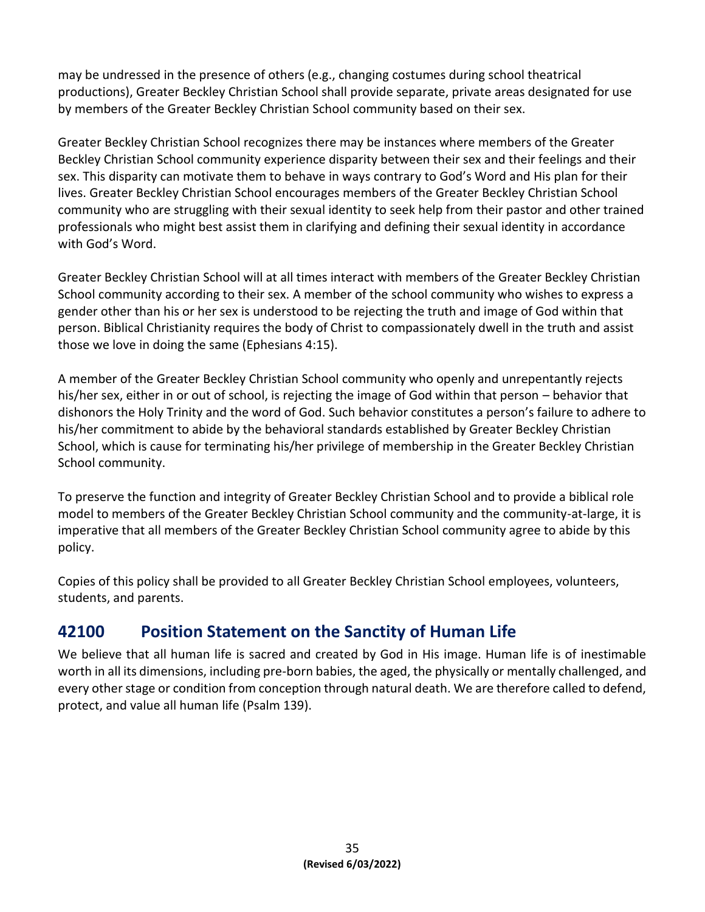may be undressed in the presence of others (e.g., changing costumes during school theatrical productions), Greater Beckley Christian School shall provide separate, private areas designated for use by members of the Greater Beckley Christian School community based on their sex.

Greater Beckley Christian School recognizes there may be instances where members of the Greater Beckley Christian School community experience disparity between their sex and their feelings and their sex. This disparity can motivate them to behave in ways contrary to God's Word and His plan for their lives. Greater Beckley Christian School encourages members of the Greater Beckley Christian School community who are struggling with their sexual identity to seek help from their pastor and other trained professionals who might best assist them in clarifying and defining their sexual identity in accordance with God's Word.

Greater Beckley Christian School will at all times interact with members of the Greater Beckley Christian School community according to their sex. A member of the school community who wishes to express a gender other than his or her sex is understood to be rejecting the truth and image of God within that person. Biblical Christianity requires the body of Christ to compassionately dwell in the truth and assist those we love in doing the same (Ephesians 4:15).

A member of the Greater Beckley Christian School community who openly and unrepentantly rejects his/her sex, either in or out of school, is rejecting the image of God within that person – behavior that dishonors the Holy Trinity and the word of God. Such behavior constitutes a person's failure to adhere to his/her commitment to abide by the behavioral standards established by Greater Beckley Christian School, which is cause for terminating his/her privilege of membership in the Greater Beckley Christian School community.

To preserve the function and integrity of Greater Beckley Christian School and to provide a biblical role model to members of the Greater Beckley Christian School community and the community-at-large, it is imperative that all members of the Greater Beckley Christian School community agree to abide by this policy.

Copies of this policy shall be provided to all Greater Beckley Christian School employees, volunteers, students, and parents.

## 42100 Position Statement on the Sanctity of Human Life

We believe that all human life is sacred and created by God in His image. Human life is of inestimable worth in all its dimensions, including pre-born babies, the aged, the physically or mentally challenged, and every other stage or condition from conception through natural death. We are therefore called to defend, protect, and value all human life (Psalm 139).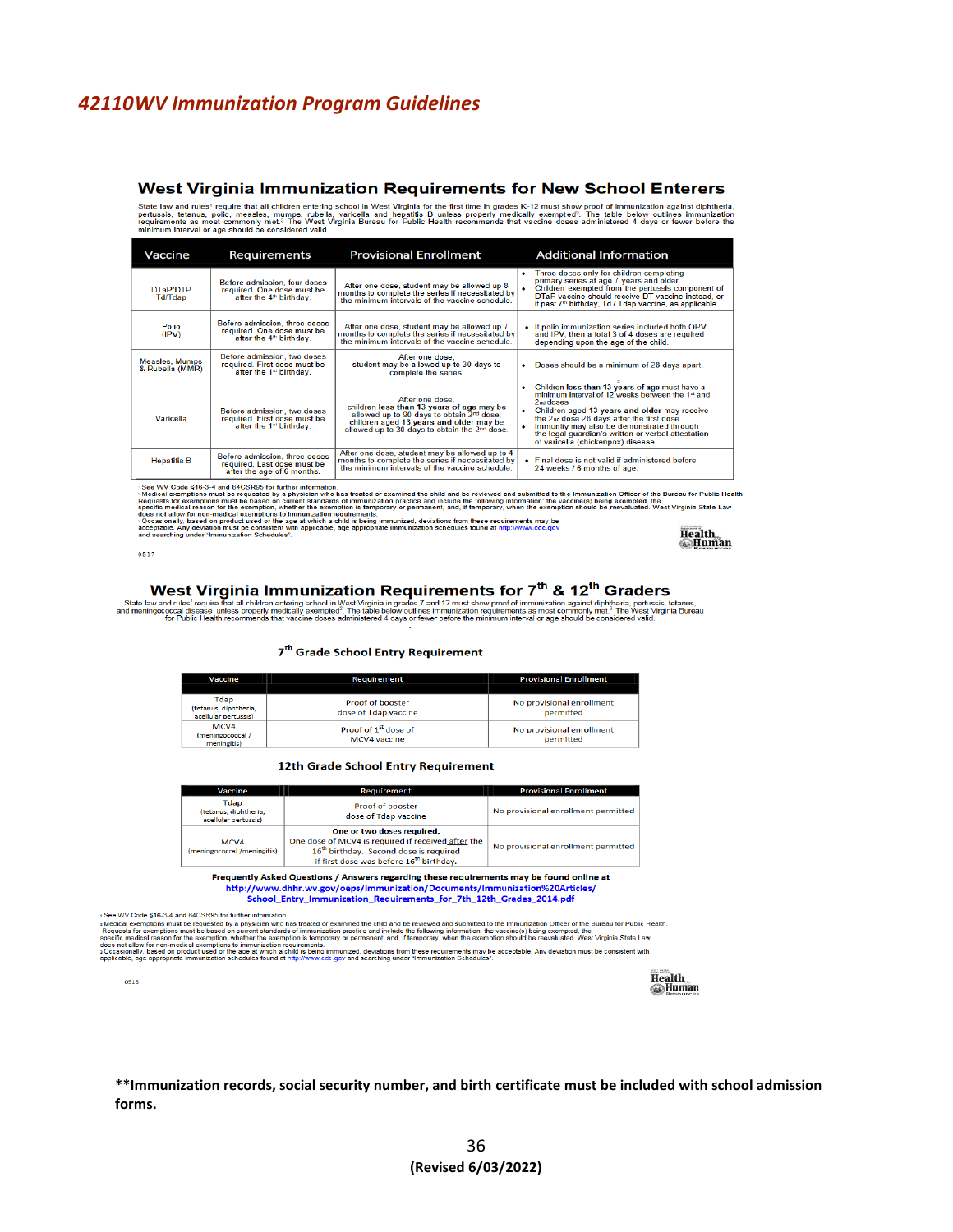# 42110WV Immunization Program Guidelines

## West Virginia Immunization Requirements for New School Enterers

State law and rules[1] require that all children entering school in West Virginia for the first time in grades K-12 must show proof of immunization against diphtheria, pertussis, tetanus, polio, measles, mumps, rubella, varicella and hepatitis B unless properly medically exempted[2]. The table below outlines immunization requirements as most commonly met.[3] The West Virginia Bureau for Public Health recommends that vaccine doses administered 4 days or fewer before the minimum interval or age should be considered valid.

| Vaccine | Requirements | Provisional Enrollment | Additional Information |
|---|---|---|---|
| DTaP/DTP Td/Tdap | Before admission, four doses required. One dose must be after the 4th birthday. | After one dose, student may be allowed up 8 months to complete the series if necessitated by the minimum intervals of the vaccine schedule. | • Three doses only for children completing primary series at age 7 years and older. • Children exempted from the pertussis component of DTaP vaccine should receive DT vaccine instead, or if past 7th birthday, Td / Tdap vaccine, as applicable. |
| Polio (IPV) | Before admission, three doses required. One dose must be after the 4th birthday. | After one dose, student may be allowed up 7 months to complete the series if necessitated by the minimum intervals of the vaccine schedule. | • If polio immunization series included both OPV and IPV, then a total 3 of 4 doses are required depending upon the age of the child. |
| Measles, Mumps & Rubella (MMR) | Before admission, two doses required. First dose must be after the 1st birthday. | After one dose, student may be allowed up to 30 days to complete the series. | • Doses should be a minimum of 28 days apart. |
| Varicella | Before admission, two doses required. First dose must be after the 1st birthday. | After one dose, children less than 13 years of age may be allowed up to 90 days to obtain 2nd dose; children aged 13 years and older may be allowed up to 30 days to obtain the 2nd dose. | • Children less than 13 years of age must have a minimum interval of 12 weeks between the 1st and 2nd doses. • Children aged 13 years and older may receive the 2nd dose 28 days after the first dose. • Immunity may also be demonstrated through the legal guardian's written or verbal attestation of varicella (chickenpox) disease. |
| Hepatitis B | Before admission, three doses required. Last dose must be after the age of 6 months. | After one dose, student may be allowed up to 4 months to complete the series if necessitated by the minimum intervals of the vaccine schedule. | • Final dose is not valid if administered before 24 weeks / 6 months of age. |

[1] See WV Code §16-3-4 and 64CSR95 for further information.
[2] Medical exemptions must be requested by a physician who has treated or examined the child and be reviewed and submitted to the Immunization Officer of the Bureau for Public Health. Requests for exemptions must be based on current standards of immunization practice and include the following information: the vaccine(s) being exempted, the specific medical reason for the exemption, whether the exemption is temporary or permanent, and, if temporary, when the exemption should be reevaluated. West Virginia State Law does not allow for non-medical exemptions to immunization requirements.
[3] Occasionally, based on product used or the age at which a child is being immunized, deviations from these requirements may be acceptable. Any deviation must be consistent with applicable, age appropriate immunization schedules found at http://www.cdc.gov and searching under "Immunization Schedules".

0817

## West Virginia Immunization Requirements for 7th & 12th Graders

State law and rules[1] require that all children entering school in West Virginia in grades 7 and 12 must show proof of immunization against diphtheria, pertussis, tetanus, and meningococcal disease unless properly medically exempted[2]. The table below outlines immunization requirements as most commonly met.[3] The West Virginia Bureau for Public Health recommends that vaccine doses administered 4 days or fewer before the minimum interval or age should be considered valid.

### 7th Grade School Entry Requirement

| Vaccine | Requirement | Provisional Enrollment |
|---|---|---|
| Tdap (tetanus, diphtheria, acellular pertussis) | Proof of booster dose of Tdap vaccine | No provisional enrollment permitted |
| MCV4 (meningococcal / meningitis) | Proof of 1st dose of MCV4 vaccine | No provisional enrollment permitted |

### 12th Grade School Entry Requirement

| Vaccine | Requirement | Provisional Enrollment |
|---|---|---|
| Tdap (tetanus, diphtheria, acellular pertussis) | Proof of booster dose of Tdap vaccine | No provisional enrollment permitted |
| MCV4 (meningococcal /meningitis) | **One or two doses required.** One dose of MCV4 is required if received after the 16th birthday. Second dose is required if first dose was before 16th birthday. | No provisional enrollment permitted |

**Frequently Asked Questions / Answers regarding these requirements may be found online at**
**http://www.dhhr.wv.gov/oeps/immunization/Documents/Immunization%20Articles/School_Entry_Immunization_Requirements_for_7th_12th_Grades_2014.pdf**

[1] See WV Code §16-3-4 and 64CSR95 for further information.
[2] Medical exemptions must be requested by a physician who has treated or examined the child and be reviewed and submitted to the Immunization Officer of the Bureau for Public Health. Requests for exemptions must be based on current standards of immunization practice and include the following information: the vaccine(s) being exempted, the specific medical reason for the exemption, whether the exemption is temporary or permanent, and, if temporary, when the exemption should be reevaluated. West Virginia State Law does not allow for non-medical exemptions to immunization requirements.
[3] Occasionally, based on product used or the age at which a child is being immunized, deviations from these requirements may be acceptable. Any deviation must be consistent with applicable, age appropriate immunization schedules found at http://www.cdc.gov and searching under "Immunization Schedules".

0516

**Immunization records, social security number, and birth certificate must be included with school admission forms.**

(Revised 6/03/2022)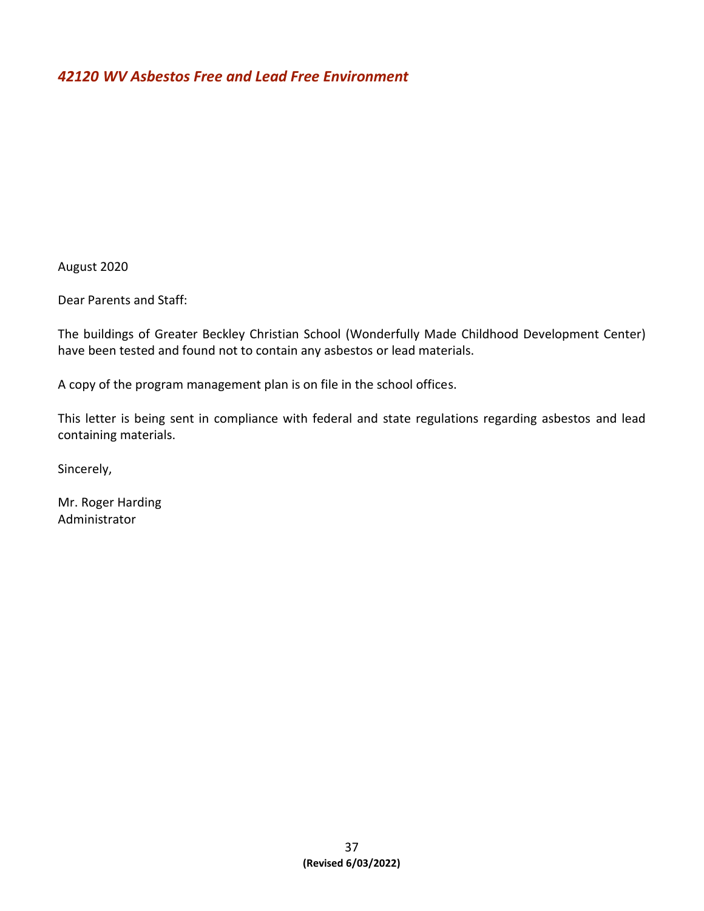## *42120 WV Asbestos Free and Lead Free Environment*

August 2020

Dear Parents and Staff:

The buildings of Greater Beckley Christian School (Wonderfully Made Childhood Development Center) have been tested and found not to contain any asbestos or lead materials.

A copy of the program management plan is on file in the school offices.

This letter is being sent in compliance with federal and state regulations regarding asbestos and lead containing materials.

Sincerely,

Mr. Roger Harding
Administrator